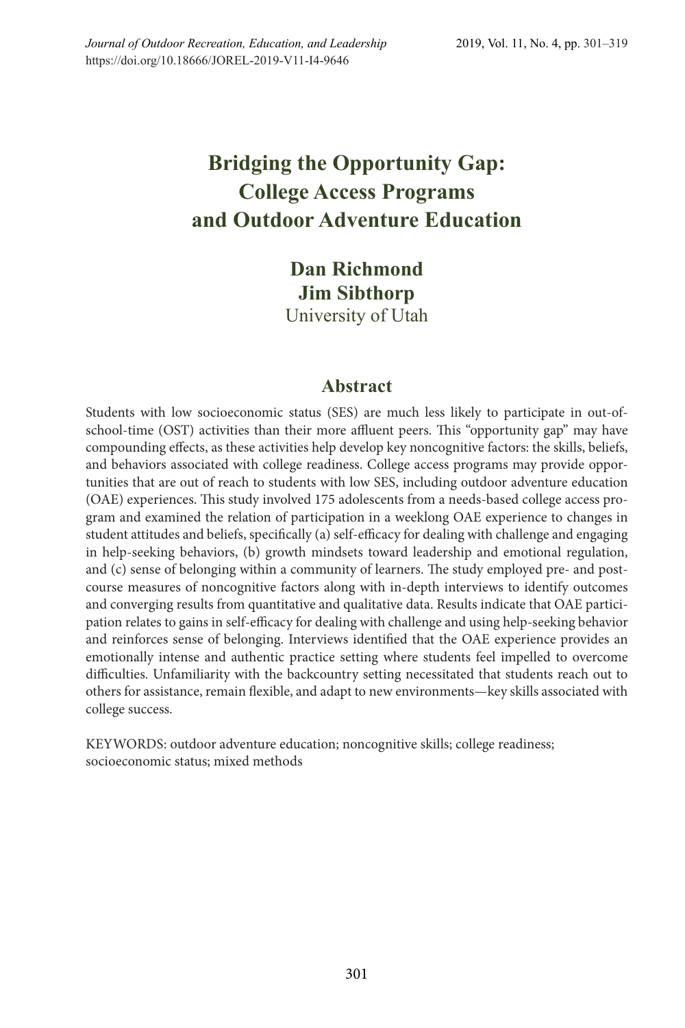# Bridging the Opportunity Gap: College Access Programs and Outdoor Adventure Education

**Dan Richmond**
**Jim Sibthorp**
University of Utah

## Abstract

Students with low socioeconomic status (SES) are much less likely to participate in out-of-school-time (OST) activities than their more affluent peers. This "opportunity gap" may have compounding effects, as these activities help develop key noncognitive factors: the skills, beliefs, and behaviors associated with college readiness. College access programs may provide opportunities that are out of reach to students with low SES, including outdoor adventure education (OAE) experiences. This study involved 175 adolescents from a needs-based college access program and examined the relation of participation in a weeklong OAE experience to changes in student attitudes and beliefs, specifically (a) self-efficacy for dealing with challenge and engaging in help-seeking behaviors, (b) growth mindsets toward leadership and emotional regulation, and (c) sense of belonging within a community of learners. The study employed pre- and post-course measures of noncognitive factors along with in-depth interviews to identify outcomes and converging results from quantitative and qualitative data. Results indicate that OAE participation relates to gains in self-efficacy for dealing with challenge and using help-seeking behavior and reinforces sense of belonging. Interviews identified that the OAE experience provides an emotionally intense and authentic practice setting where students feel impelled to overcome difficulties. Unfamiliarity with the backcountry setting necessitated that students reach out to others for assistance, remain flexible, and adapt to new environments—key skills associated with college success.

KEYWORDS: outdoor adventure education; noncognitive skills; college readiness; socioeconomic status; mixed methods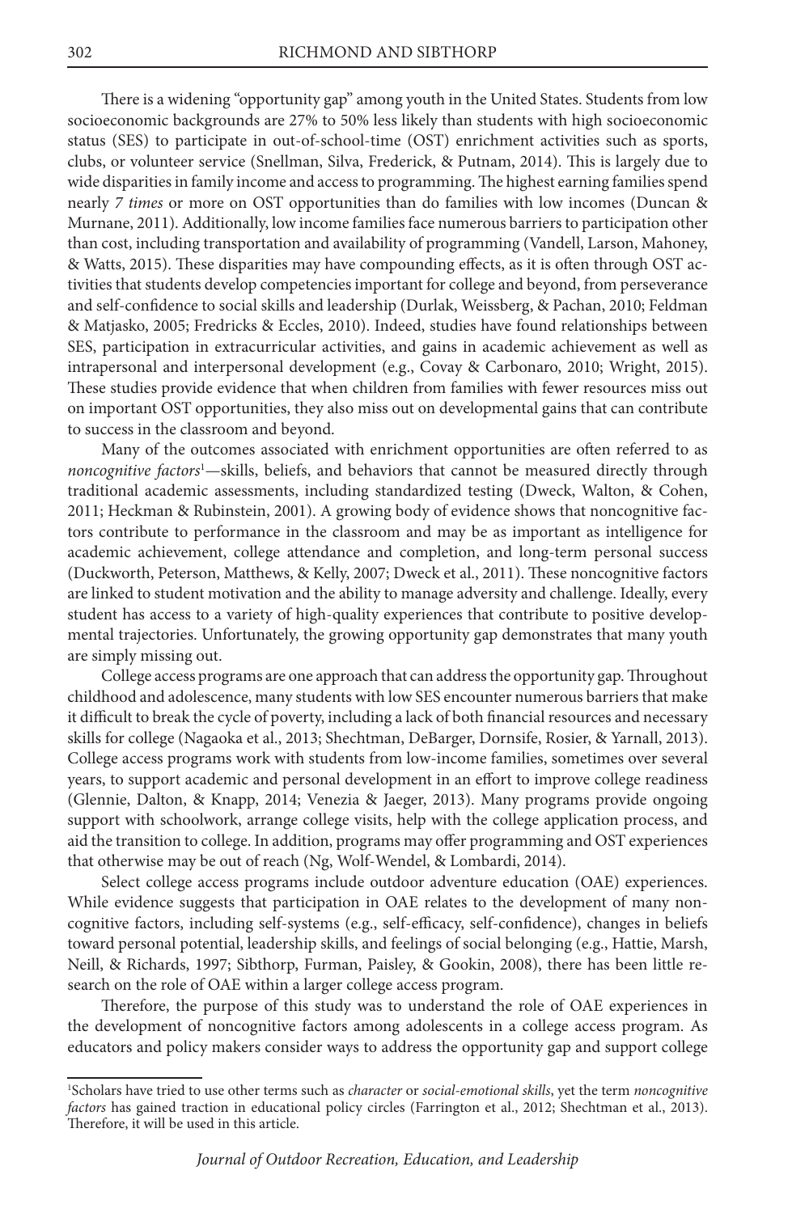There is a widening "opportunity gap" among youth in the United States. Students from low socioeconomic backgrounds are 27% to 50% less likely than students with high socioeconomic status (SES) to participate in out-of-school-time (OST) enrichment activities such as sports, clubs, or volunteer service (Snellman, Silva, Frederick, & Putnam, 2014). This is largely due to wide disparities in family income and access to programming. The highest earning families spend nearly *7 times* or more on OST opportunities than do families with low incomes (Duncan & Murnane, 2011). Additionally, low income families face numerous barriers to participation other than cost, including transportation and availability of programming (Vandell, Larson, Mahoney, & Watts, 2015). These disparities may have compounding effects, as it is often through OST activities that students develop competencies important for college and beyond, from perseverance and self-confidence to social skills and leadership (Durlak, Weissberg, & Pachan, 2010; Feldman & Matjasko, 2005; Fredricks & Eccles, 2010). Indeed, studies have found relationships between SES, participation in extracurricular activities, and gains in academic achievement as well as intrapersonal and interpersonal development (e.g., Covay & Carbonaro, 2010; Wright, 2015). These studies provide evidence that when children from families with fewer resources miss out on important OST opportunities, they also miss out on developmental gains that can contribute to success in the classroom and beyond.

Many of the outcomes associated with enrichment opportunities are often referred to as *noncognitive factors*[1]—skills, beliefs, and behaviors that cannot be measured directly through traditional academic assessments, including standardized testing (Dweck, Walton, & Cohen, 2011; Heckman & Rubinstein, 2001). A growing body of evidence shows that noncognitive factors contribute to performance in the classroom and may be as important as intelligence for academic achievement, college attendance and completion, and long-term personal success (Duckworth, Peterson, Matthews, & Kelly, 2007; Dweck et al., 2011). These noncognitive factors are linked to student motivation and the ability to manage adversity and challenge. Ideally, every student has access to a variety of high-quality experiences that contribute to positive developmental trajectories. Unfortunately, the growing opportunity gap demonstrates that many youth are simply missing out.

College access programs are one approach that can address the opportunity gap. Throughout childhood and adolescence, many students with low SES encounter numerous barriers that make it difficult to break the cycle of poverty, including a lack of both financial resources and necessary skills for college (Nagaoka et al., 2013; Shechtman, DeBarger, Dornsife, Rosier, & Yarnall, 2013). College access programs work with students from low-income families, sometimes over several years, to support academic and personal development in an effort to improve college readiness (Glennie, Dalton, & Knapp, 2014; Venezia & Jaeger, 2013). Many programs provide ongoing support with schoolwork, arrange college visits, help with the college application process, and aid the transition to college. In addition, programs may offer programming and OST experiences that otherwise may be out of reach (Ng, Wolf-Wendel, & Lombardi, 2014).

Select college access programs include outdoor adventure education (OAE) experiences. While evidence suggests that participation in OAE relates to the development of many noncognitive factors, including self-systems (e.g., self-efficacy, self-confidence), changes in beliefs toward personal potential, leadership skills, and feelings of social belonging (e.g., Hattie, Marsh, Neill, & Richards, 1997; Sibthorp, Furman, Paisley, & Gookin, 2008), there has been little research on the role of OAE within a larger college access program.

Therefore, the purpose of this study was to understand the role of OAE experiences in the development of noncognitive factors among adolescents in a college access program. As educators and policy makers consider ways to address the opportunity gap and support college

---

[1]Scholars have tried to use other terms such as *character* or *social-emotional skills*, yet the term *noncognitive factors* has gained traction in educational policy circles (Farrington et al., 2012; Shechtman et al., 2013). Therefore, it will be used in this article.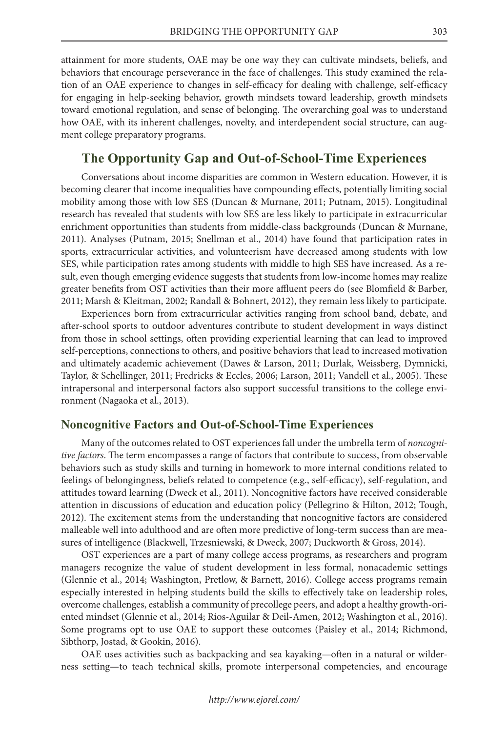attainment for more students, OAE may be one way they can cultivate mindsets, beliefs, and behaviors that encourage perseverance in the face of challenges. This study examined the relation of an OAE experience to changes in self-efficacy for dealing with challenge, self-efficacy for engaging in help-seeking behavior, growth mindsets toward leadership, growth mindsets toward emotional regulation, and sense of belonging. The overarching goal was to understand how OAE, with its inherent challenges, novelty, and interdependent social structure, can augment college preparatory programs.

## The Opportunity Gap and Out-of-School-Time Experiences

Conversations about income disparities are common in Western education. However, it is becoming clearer that income inequalities have compounding effects, potentially limiting social mobility among those with low SES (Duncan & Murnane, 2011; Putnam, 2015). Longitudinal research has revealed that students with low SES are less likely to participate in extracurricular enrichment opportunities than students from middle-class backgrounds (Duncan & Murnane, 2011). Analyses (Putnam, 2015; Snellman et al., 2014) have found that participation rates in sports, extracurricular activities, and volunteerism have decreased among students with low SES, while participation rates among students with middle to high SES have increased. As a result, even though emerging evidence suggests that students from low-income homes may realize greater benefits from OST activities than their more affluent peers do (see Blomfield & Barber, 2011; Marsh & Kleitman, 2002; Randall & Bohnert, 2012), they remain less likely to participate.

Experiences born from extracurricular activities ranging from school band, debate, and after-school sports to outdoor adventures contribute to student development in ways distinct from those in school settings, often providing experiential learning that can lead to improved self-perceptions, connections to others, and positive behaviors that lead to increased motivation and ultimately academic achievement (Dawes & Larson, 2011; Durlak, Weissberg, Dymnicki, Taylor, & Schellinger, 2011; Fredricks & Eccles, 2006; Larson, 2011; Vandell et al., 2005). These intrapersonal and interpersonal factors also support successful transitions to the college environment (Nagaoka et al., 2013).

### Noncognitive Factors and Out-of-School-Time Experiences

Many of the outcomes related to OST experiences fall under the umbrella term of *noncognitive factors*. The term encompasses a range of factors that contribute to success, from observable behaviors such as study skills and turning in homework to more internal conditions related to feelings of belongingness, beliefs related to competence (e.g., self-efficacy), self-regulation, and attitudes toward learning (Dweck et al., 2011). Noncognitive factors have received considerable attention in discussions of education and education policy (Pellegrino & Hilton, 2012; Tough, 2012). The excitement stems from the understanding that noncognitive factors are considered malleable well into adulthood and are often more predictive of long-term success than are measures of intelligence (Blackwell, Trzesniewski, & Dweck, 2007; Duckworth & Gross, 2014).

OST experiences are a part of many college access programs, as researchers and program managers recognize the value of student development in less formal, nonacademic settings (Glennie et al., 2014; Washington, Pretlow, & Barnett, 2016). College access programs remain especially interested in helping students build the skills to effectively take on leadership roles, overcome challenges, establish a community of precollege peers, and adopt a healthy growth-oriented mindset (Glennie et al., 2014; Rios-Aguilar & Deil-Amen, 2012; Washington et al., 2016). Some programs opt to use OAE to support these outcomes (Paisley et al., 2014; Richmond, Sibthorp, Jostad, & Gookin, 2016).

OAE uses activities such as backpacking and sea kayaking—often in a natural or wilderness setting—to teach technical skills, promote interpersonal competencies, and encourage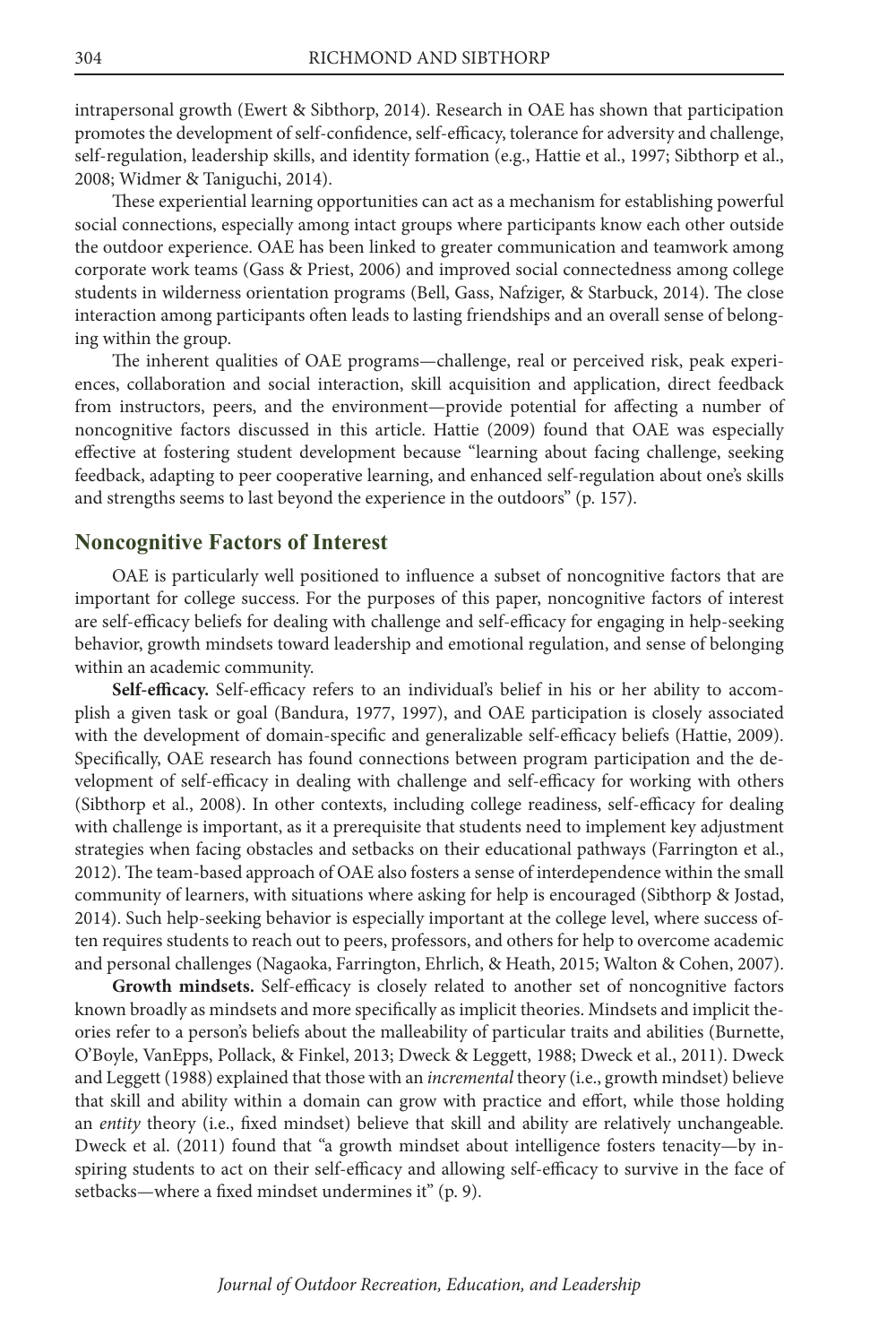intrapersonal growth (Ewert & Sibthorp, 2014). Research in OAE has shown that participation promotes the development of self-confidence, self-efficacy, tolerance for adversity and challenge, self-regulation, leadership skills, and identity formation (e.g., Hattie et al., 1997; Sibthorp et al., 2008; Widmer & Taniguchi, 2014).

These experiential learning opportunities can act as a mechanism for establishing powerful social connections, especially among intact groups where participants know each other outside the outdoor experience. OAE has been linked to greater communication and teamwork among corporate work teams (Gass & Priest, 2006) and improved social connectedness among college students in wilderness orientation programs (Bell, Gass, Nafziger, & Starbuck, 2014). The close interaction among participants often leads to lasting friendships and an overall sense of belonging within the group.

The inherent qualities of OAE programs—challenge, real or perceived risk, peak experiences, collaboration and social interaction, skill acquisition and application, direct feedback from instructors, peers, and the environment—provide potential for affecting a number of noncognitive factors discussed in this article. Hattie (2009) found that OAE was especially effective at fostering student development because "learning about facing challenge, seeking feedback, adapting to peer cooperative learning, and enhanced self-regulation about one's skills and strengths seems to last beyond the experience in the outdoors" (p. 157).

## Noncognitive Factors of Interest

OAE is particularly well positioned to influence a subset of noncognitive factors that are important for college success. For the purposes of this paper, noncognitive factors of interest are self-efficacy beliefs for dealing with challenge and self-efficacy for engaging in help-seeking behavior, growth mindsets toward leadership and emotional regulation, and sense of belonging within an academic community.

**Self-efficacy.** Self-efficacy refers to an individual's belief in his or her ability to accomplish a given task or goal (Bandura, 1977, 1997), and OAE participation is closely associated with the development of domain-specific and generalizable self-efficacy beliefs (Hattie, 2009). Specifically, OAE research has found connections between program participation and the development of self-efficacy in dealing with challenge and self-efficacy for working with others (Sibthorp et al., 2008). In other contexts, including college readiness, self-efficacy for dealing with challenge is important, as it a prerequisite that students need to implement key adjustment strategies when facing obstacles and setbacks on their educational pathways (Farrington et al., 2012). The team-based approach of OAE also fosters a sense of interdependence within the small community of learners, with situations where asking for help is encouraged (Sibthorp & Jostad, 2014). Such help-seeking behavior is especially important at the college level, where success often requires students to reach out to peers, professors, and others for help to overcome academic and personal challenges (Nagaoka, Farrington, Ehrlich, & Heath, 2015; Walton & Cohen, 2007).

**Growth mindsets.** Self-efficacy is closely related to another set of noncognitive factors known broadly as mindsets and more specifically as implicit theories. Mindsets and implicit theories refer to a person's beliefs about the malleability of particular traits and abilities (Burnette, O'Boyle, VanEpps, Pollack, & Finkel, 2013; Dweck & Leggett, 1988; Dweck et al., 2011). Dweck and Leggett (1988) explained that those with an *incremental* theory (i.e., growth mindset) believe that skill and ability within a domain can grow with practice and effort, while those holding an *entity* theory (i.e., fixed mindset) believe that skill and ability are relatively unchangeable. Dweck et al. (2011) found that "a growth mindset about intelligence fosters tenacity—by inspiring students to act on their self-efficacy and allowing self-efficacy to survive in the face of setbacks—where a fixed mindset undermines it" (p. 9).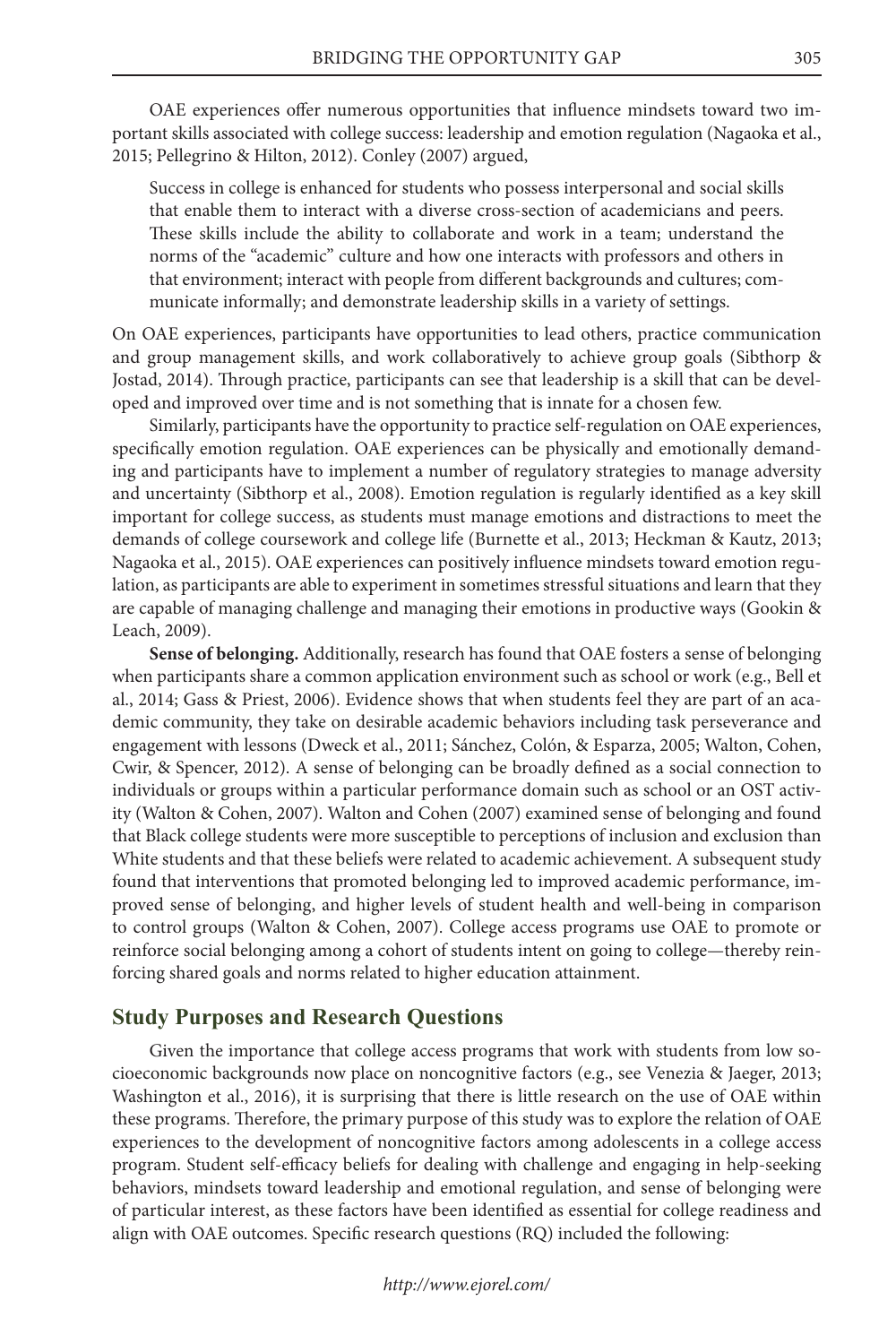OAE experiences offer numerous opportunities that influence mindsets toward two important skills associated with college success: leadership and emotion regulation (Nagaoka et al., 2015; Pellegrino & Hilton, 2012). Conley (2007) argued,

> Success in college is enhanced for students who possess interpersonal and social skills that enable them to interact with a diverse cross-section of academicians and peers. These skills include the ability to collaborate and work in a team; understand the norms of the "academic" culture and how one interacts with professors and others in that environment; interact with people from different backgrounds and cultures; communicate informally; and demonstrate leadership skills in a variety of settings.

On OAE experiences, participants have opportunities to lead others, practice communication and group management skills, and work collaboratively to achieve group goals (Sibthorp & Jostad, 2014). Through practice, participants can see that leadership is a skill that can be developed and improved over time and is not something that is innate for a chosen few.

Similarly, participants have the opportunity to practice self-regulation on OAE experiences, specifically emotion regulation. OAE experiences can be physically and emotionally demanding and participants have to implement a number of regulatory strategies to manage adversity and uncertainty (Sibthorp et al., 2008). Emotion regulation is regularly identified as a key skill important for college success, as students must manage emotions and distractions to meet the demands of college coursework and college life (Burnette et al., 2013; Heckman & Kautz, 2013; Nagaoka et al., 2015). OAE experiences can positively influence mindsets toward emotion regulation, as participants are able to experiment in sometimes stressful situations and learn that they are capable of managing challenge and managing their emotions in productive ways (Gookin & Leach, 2009).

**Sense of belonging.** Additionally, research has found that OAE fosters a sense of belonging when participants share a common application environment such as school or work (e.g., Bell et al., 2014; Gass & Priest, 2006). Evidence shows that when students feel they are part of an academic community, they take on desirable academic behaviors including task perseverance and engagement with lessons (Dweck et al., 2011; Sánchez, Colón, & Esparza, 2005; Walton, Cohen, Cwir, & Spencer, 2012). A sense of belonging can be broadly defined as a social connection to individuals or groups within a particular performance domain such as school or an OST activity (Walton & Cohen, 2007). Walton and Cohen (2007) examined sense of belonging and found that Black college students were more susceptible to perceptions of inclusion and exclusion than White students and that these beliefs were related to academic achievement. A subsequent study found that interventions that promoted belonging led to improved academic performance, improved sense of belonging, and higher levels of student health and well-being in comparison to control groups (Walton & Cohen, 2007). College access programs use OAE to promote or reinforce social belonging among a cohort of students intent on going to college—thereby reinforcing shared goals and norms related to higher education attainment.

## Study Purposes and Research Questions

Given the importance that college access programs that work with students from low socioeconomic backgrounds now place on noncognitive factors (e.g., see Venezia & Jaeger, 2013; Washington et al., 2016), it is surprising that there is little research on the use of OAE within these programs. Therefore, the primary purpose of this study was to explore the relation of OAE experiences to the development of noncognitive factors among adolescents in a college access program. Student self-efficacy beliefs for dealing with challenge and engaging in help-seeking behaviors, mindsets toward leadership and emotional regulation, and sense of belonging were of particular interest, as these factors have been identified as essential for college readiness and align with OAE outcomes. Specific research questions (RQ) included the following: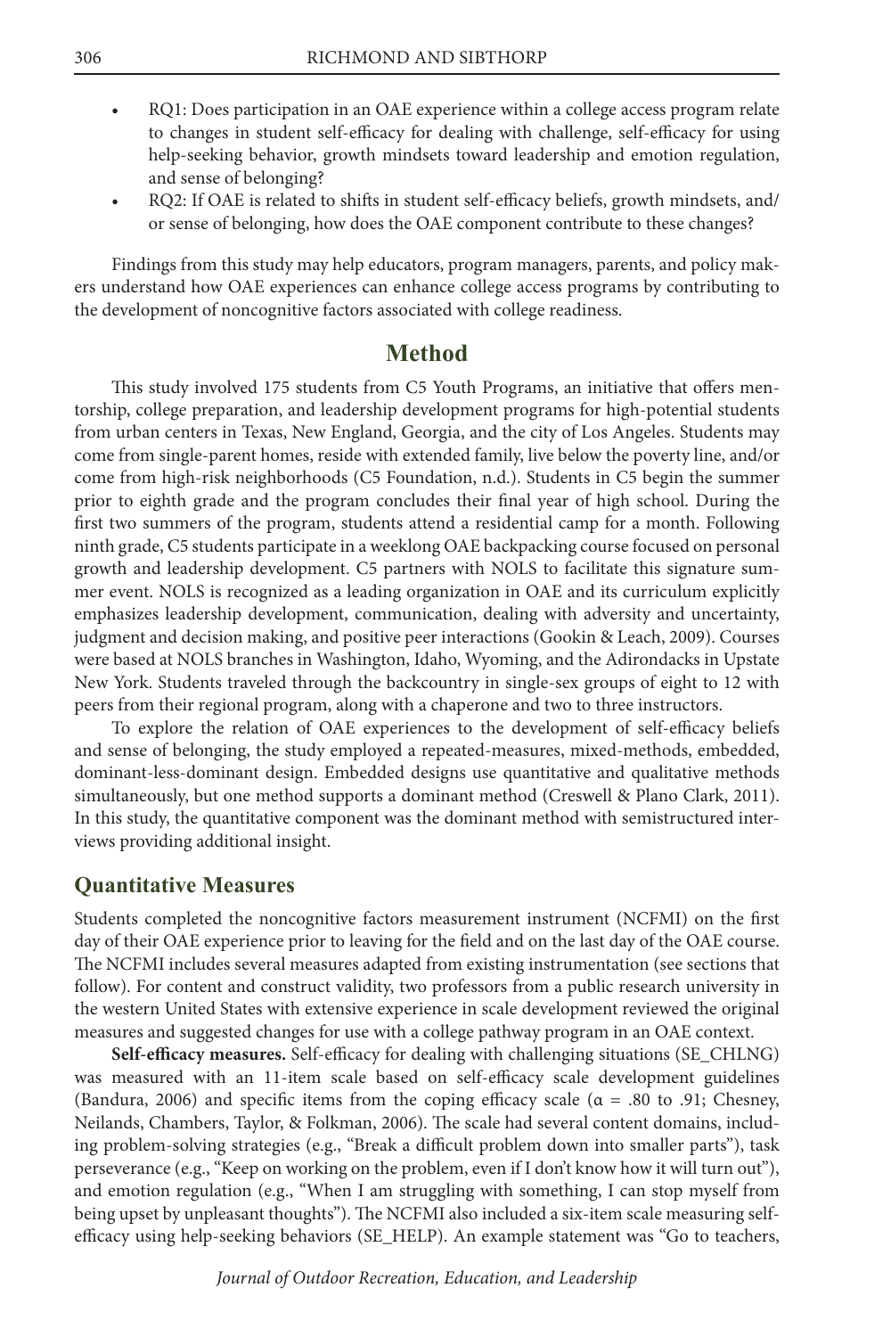- RQ1: Does participation in an OAE experience within a college access program relate to changes in student self-efficacy for dealing with challenge, self-efficacy for using help-seeking behavior, growth mindsets toward leadership and emotion regulation, and sense of belonging?
- RQ2: If OAE is related to shifts in student self-efficacy beliefs, growth mindsets, and/or sense of belonging, how does the OAE component contribute to these changes?

Findings from this study may help educators, program managers, parents, and policy makers understand how OAE experiences can enhance college access programs by contributing to the development of noncognitive factors associated with college readiness.

## Method

This study involved 175 students from C5 Youth Programs, an initiative that offers mentorship, college preparation, and leadership development programs for high-potential students from urban centers in Texas, New England, Georgia, and the city of Los Angeles. Students may come from single-parent homes, reside with extended family, live below the poverty line, and/or come from high-risk neighborhoods (C5 Foundation, n.d.). Students in C5 begin the summer prior to eighth grade and the program concludes their final year of high school. During the first two summers of the program, students attend a residential camp for a month. Following ninth grade, C5 students participate in a weeklong OAE backpacking course focused on personal growth and leadership development. C5 partners with NOLS to facilitate this signature summer event. NOLS is recognized as a leading organization in OAE and its curriculum explicitly emphasizes leadership development, communication, dealing with adversity and uncertainty, judgment and decision making, and positive peer interactions (Gookin & Leach, 2009). Courses were based at NOLS branches in Washington, Idaho, Wyoming, and the Adirondacks in Upstate New York. Students traveled through the backcountry in single-sex groups of eight to 12 with peers from their regional program, along with a chaperone and two to three instructors.

To explore the relation of OAE experiences to the development of self-efficacy beliefs and sense of belonging, the study employed a repeated-measures, mixed-methods, embedded, dominant-less-dominant design. Embedded designs use quantitative and qualitative methods simultaneously, but one method supports a dominant method (Creswell & Plano Clark, 2011). In this study, the quantitative component was the dominant method with semistructured interviews providing additional insight.

### Quantitative Measures

Students completed the noncognitive factors measurement instrument (NCFMI) on the first day of their OAE experience prior to leaving for the field and on the last day of the OAE course. The NCFMI includes several measures adapted from existing instrumentation (see sections that follow). For content and construct validity, two professors from a public research university in the western United States with extensive experience in scale development reviewed the original measures and suggested changes for use with a college pathway program in an OAE context.

**Self-efficacy measures.** Self-efficacy for dealing with challenging situations (SE_CHLNG) was measured with an 11-item scale based on self-efficacy scale development guidelines (Bandura, 2006) and specific items from the coping efficacy scale ($\alpha$ = .80 to .91; Chesney, Neilands, Chambers, Taylor, & Folkman, 2006). The scale had several content domains, including problem-solving strategies (e.g., "Break a difficult problem down into smaller parts"), task perseverance (e.g., "Keep on working on the problem, even if I don't know how it will turn out"), and emotion regulation (e.g., "When I am struggling with something, I can stop myself from being upset by unpleasant thoughts"). The NCFMI also included a six-item scale measuring self-efficacy using help-seeking behaviors (SE_HELP). An example statement was "Go to teachers,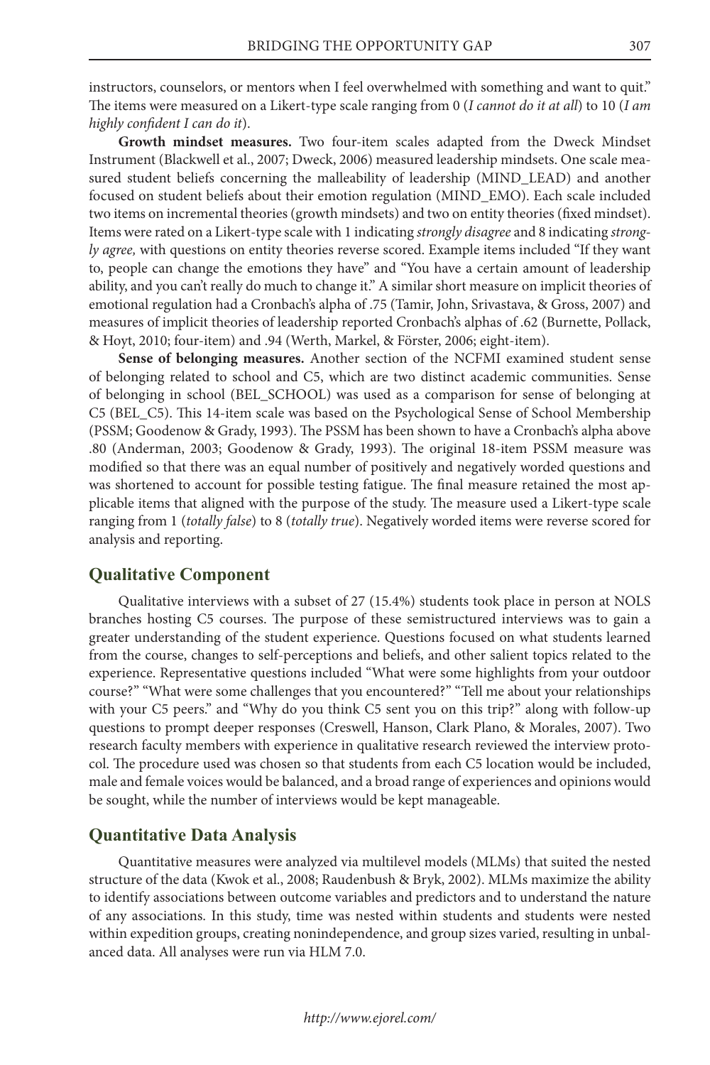instructors, counselors, or mentors when I feel overwhelmed with something and want to quit." The items were measured on a Likert-type scale ranging from 0 (*I cannot do it at all*) to 10 (*I am highly confident I can do it*).

**Growth mindset measures.** Two four-item scales adapted from the Dweck Mindset Instrument (Blackwell et al., 2007; Dweck, 2006) measured leadership mindsets. One scale measured student beliefs concerning the malleability of leadership (MIND_LEAD) and another focused on student beliefs about their emotion regulation (MIND_EMO). Each scale included two items on incremental theories (growth mindsets) and two on entity theories (fixed mindset). Items were rated on a Likert-type scale with 1 indicating *strongly disagree* and 8 indicating *strongly agree,* with questions on entity theories reverse scored. Example items included "If they want to, people can change the emotions they have" and "You have a certain amount of leadership ability, and you can't really do much to change it." A similar short measure on implicit theories of emotional regulation had a Cronbach's alpha of .75 (Tamir, John, Srivastava, & Gross, 2007) and measures of implicit theories of leadership reported Cronbach's alphas of .62 (Burnette, Pollack, & Hoyt, 2010; four-item) and .94 (Werth, Markel, & Förster, 2006; eight-item).

**Sense of belonging measures.** Another section of the NCFMI examined student sense of belonging related to school and C5, which are two distinct academic communities. Sense of belonging in school (BEL_SCHOOL) was used as a comparison for sense of belonging at C5 (BEL_C5). This 14-item scale was based on the Psychological Sense of School Membership (PSSM; Goodenow & Grady, 1993). The PSSM has been shown to have a Cronbach's alpha above .80 (Anderman, 2003; Goodenow & Grady, 1993). The original 18-item PSSM measure was modified so that there was an equal number of positively and negatively worded questions and was shortened to account for possible testing fatigue. The final measure retained the most applicable items that aligned with the purpose of the study. The measure used a Likert-type scale ranging from 1 (*totally false*) to 8 (*totally true*). Negatively worded items were reverse scored for analysis and reporting.

## Qualitative Component

Qualitative interviews with a subset of 27 (15.4%) students took place in person at NOLS branches hosting C5 courses. The purpose of these semistructured interviews was to gain a greater understanding of the student experience. Questions focused on what students learned from the course, changes to self-perceptions and beliefs, and other salient topics related to the experience. Representative questions included "What were some highlights from your outdoor course?" "What were some challenges that you encountered?" "Tell me about your relationships with your C5 peers." and "Why do you think C5 sent you on this trip?" along with follow-up questions to prompt deeper responses (Creswell, Hanson, Clark Plano, & Morales, 2007). Two research faculty members with experience in qualitative research reviewed the interview protocol. The procedure used was chosen so that students from each C5 location would be included, male and female voices would be balanced, and a broad range of experiences and opinions would be sought, while the number of interviews would be kept manageable.

## Quantitative Data Analysis

Quantitative measures were analyzed via multilevel models (MLMs) that suited the nested structure of the data (Kwok et al., 2008; Raudenbush & Bryk, 2002). MLMs maximize the ability to identify associations between outcome variables and predictors and to understand the nature of any associations. In this study, time was nested within students and students were nested within expedition groups, creating nonindependence, and group sizes varied, resulting in unbalanced data. All analyses were run via HLM 7.0.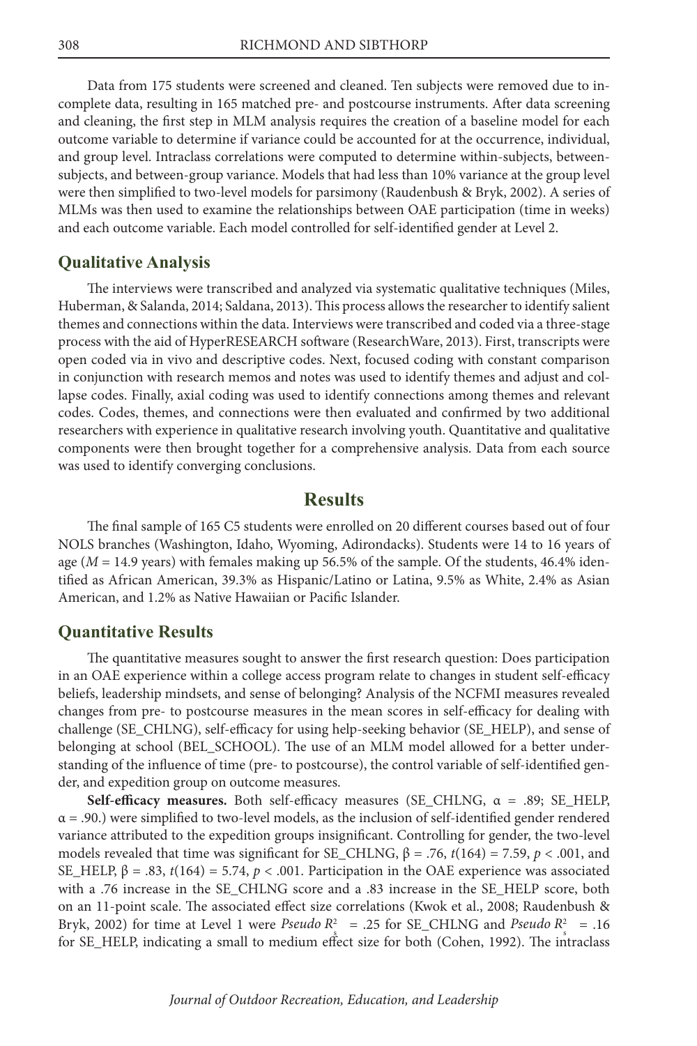Data from 175 students were screened and cleaned. Ten subjects were removed due to incomplete data, resulting in 165 matched pre- and postcourse instruments. After data screening and cleaning, the first step in MLM analysis requires the creation of a baseline model for each outcome variable to determine if variance could be accounted for at the occurrence, individual, and group level. Intraclass correlations were computed to determine within-subjects, between-subjects, and between-group variance. Models that had less than 10% variance at the group level were then simplified to two-level models for parsimony (Raudenbush & Bryk, 2002). A series of MLMs was then used to examine the relationships between OAE participation (time in weeks) and each outcome variable. Each model controlled for self-identified gender at Level 2.

## Qualitative Analysis

The interviews were transcribed and analyzed via systematic qualitative techniques (Miles, Huberman, & Salanda, 2014; Saldana, 2013). This process allows the researcher to identify salient themes and connections within the data. Interviews were transcribed and coded via a three-stage process with the aid of HyperRESEARCH software (ResearchWare, 2013). First, transcripts were open coded via in vivo and descriptive codes. Next, focused coding with constant comparison in conjunction with research memos and notes was used to identify themes and adjust and collapse codes. Finally, axial coding was used to identify connections among themes and relevant codes. Codes, themes, and connections were then evaluated and confirmed by two additional researchers with experience in qualitative research involving youth. Quantitative and qualitative components were then brought together for a comprehensive analysis. Data from each source was used to identify converging conclusions.

# Results

The final sample of 165 C5 students were enrolled on 20 different courses based out of four NOLS branches (Washington, Idaho, Wyoming, Adirondacks). Students were 14 to 16 years of age ($M$ = 14.9 years) with females making up 56.5% of the sample. Of the students, 46.4% identified as African American, 39.3% as Hispanic/Latino or Latina, 9.5% as White, 2.4% as Asian American, and 1.2% as Native Hawaiian or Pacific Islander.

## Quantitative Results

The quantitative measures sought to answer the first research question: Does participation in an OAE experience within a college access program relate to changes in student self-efficacy beliefs, leadership mindsets, and sense of belonging? Analysis of the NCFMI measures revealed changes from pre- to postcourse measures in the mean scores in self-efficacy for dealing with challenge (SE_CHLNG), self-efficacy for using help-seeking behavior (SE_HELP), and sense of belonging at school (BEL_SCHOOL). The use of an MLM model allowed for a better understanding of the influence of time (pre- to postcourse), the control variable of self-identified gender, and expedition group on outcome measures.

**Self-efficacy measures.** Both self-efficacy measures (SE_CHLNG, $\alpha$ = .89; SE_HELP, $\alpha$ = .90.) were simplified to two-level models, as the inclusion of self-identified gender rendered variance attributed to the expedition groups insignificant. Controlling for gender, the two-level models revealed that time was significant for SE_CHLNG, $\beta$ = .76, $t(164)$ = 7.59, $p$ < .001, and SE_HELP, $\beta$ = .83, $t(164)$ = 5.74, $p$ < .001. Participation in the OAE experience was associated with a .76 increase in the SE_CHLNG score and a .83 increase in the SE_HELP score, both on an 11-point scale. The associated effect size correlations (Kwok et al., 2008; Raudenbush & Bryk, 2002) for time at Level 1 were *Pseudo* $R^2_s$ = .25 for SE_CHLNG and *Pseudo* $R^2_s$ = .16 for SE_HELP, indicating a small to medium effect size for both (Cohen, 1992). The intraclass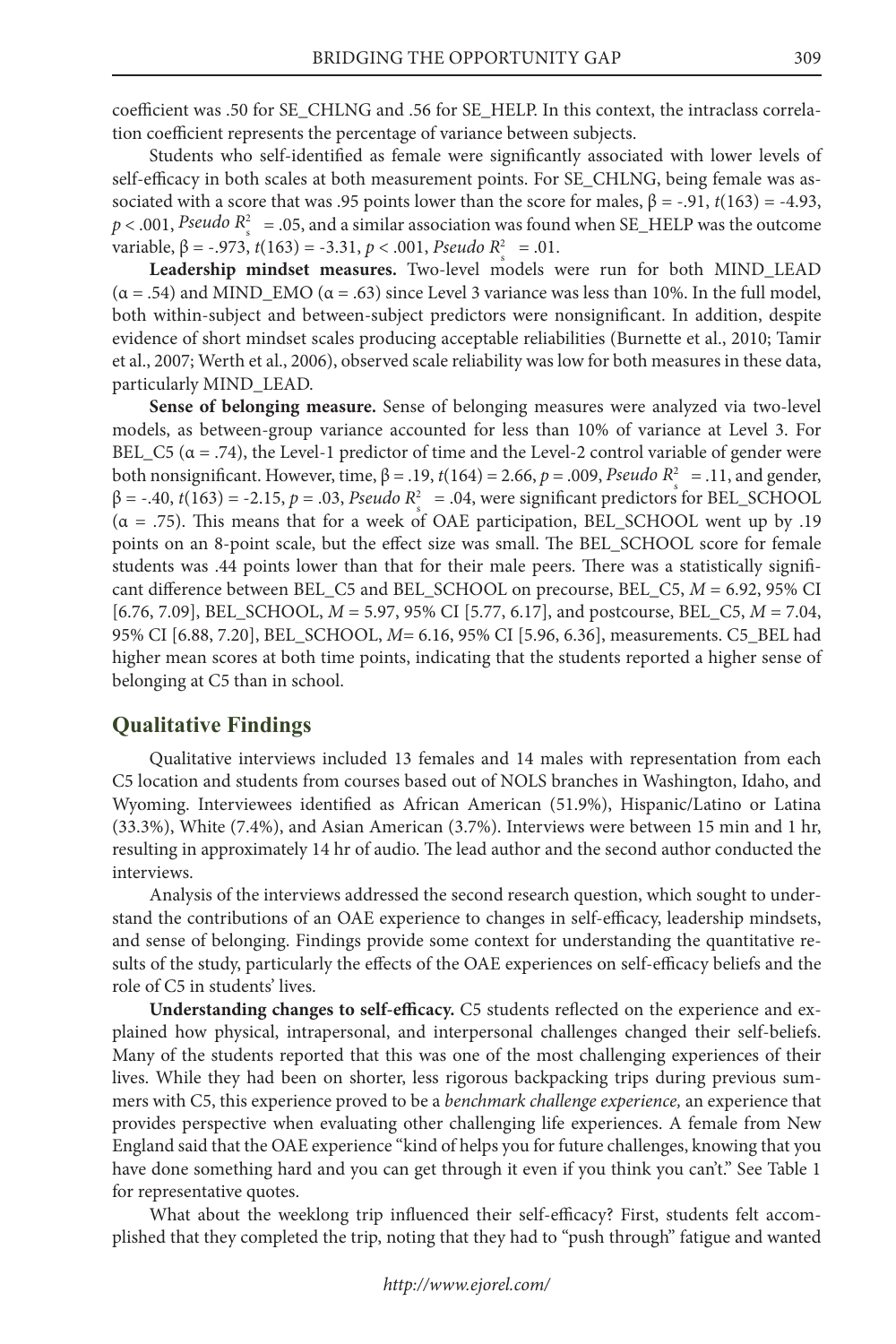coefficient was .50 for SE_CHLNG and .56 for SE_HELP. In this context, the intraclass correlation coefficient represents the percentage of variance between subjects.

Students who self-identified as female were significantly associated with lower levels of self-efficacy in both scales at both measurement points. For SE_CHLNG, being female was associated with a score that was .95 points lower than the score for males, $\beta = -.91$, $t(163) = -4.93$, $p < .001$, *Pseudo* $R^2_s = .05$, and a similar association was found when SE_HELP was the outcome variable, $\beta = -.973$, $t(163) = -3.31$, $p < .001$, *Pseudo* $R^2_s = .01$.

**Leadership mindset measures.** Two-level models were run for both MIND_LEAD ($\alpha = .54$) and MIND_EMO ($\alpha = .63$) since Level 3 variance was less than 10%. In the full model, both within-subject and between-subject predictors were nonsignificant. In addition, despite evidence of short mindset scales producing acceptable reliabilities (Burnette et al., 2010; Tamir et al., 2007; Werth et al., 2006), observed scale reliability was low for both measures in these data, particularly MIND_LEAD.

**Sense of belonging measure.** Sense of belonging measures were analyzed via two-level models, as between-group variance accounted for less than 10% of variance at Level 3. For BEL_C5 ($\alpha = .74$), the Level-1 predictor of time and the Level-2 control variable of gender were both nonsignificant. However, time, $\beta = .19$, $t(164) = 2.66$, $p = .009$, *Pseudo* $R^2_s = .11$, and gender, $\beta = -.40$, $t(163) = -2.15$, $p = .03$, *Pseudo* $R^2_s = .04$, were significant predictors for BEL_SCHOOL ($\alpha = .75$). This means that for a week of OAE participation, BEL_SCHOOL went up by .19 points on an 8-point scale, but the effect size was small. The BEL_SCHOOL score for female students was .44 points lower than that for their male peers. There was a statistically significant difference between BEL_C5 and BEL_SCHOOL on precourse, BEL_C5, $M = 6.92$, 95% CI [6.76, 7.09], BEL_SCHOOL, $M = 5.97$, 95% CI [5.77, 6.17], and postcourse, BEL_C5, $M = 7.04$, 95% CI [6.88, 7.20], BEL_SCHOOL, $M = 6.16$, 95% CI [5.96, 6.36], measurements. C5_BEL had higher mean scores at both time points, indicating that the students reported a higher sense of belonging at C5 than in school.

## Qualitative Findings

Qualitative interviews included 13 females and 14 males with representation from each C5 location and students from courses based out of NOLS branches in Washington, Idaho, and Wyoming. Interviewees identified as African American (51.9%), Hispanic/Latino or Latina (33.3%), White (7.4%), and Asian American (3.7%). Interviews were between 15 min and 1 hr, resulting in approximately 14 hr of audio. The lead author and the second author conducted the interviews.

Analysis of the interviews addressed the second research question, which sought to understand the contributions of an OAE experience to changes in self-efficacy, leadership mindsets, and sense of belonging. Findings provide some context for understanding the quantitative results of the study, particularly the effects of the OAE experiences on self-efficacy beliefs and the role of C5 in students' lives.

**Understanding changes to self-efficacy.** C5 students reflected on the experience and explained how physical, intrapersonal, and interpersonal challenges changed their self-beliefs. Many of the students reported that this was one of the most challenging experiences of their lives. While they had been on shorter, less rigorous backpacking trips during previous summers with C5, this experience proved to be a *benchmark challenge experience,* an experience that provides perspective when evaluating other challenging life experiences. A female from New England said that the OAE experience "kind of helps you for future challenges, knowing that you have done something hard and you can get through it even if you think you can't." See Table 1 for representative quotes.

What about the weeklong trip influenced their self-efficacy? First, students felt accomplished that they completed the trip, noting that they had to "push through" fatigue and wanted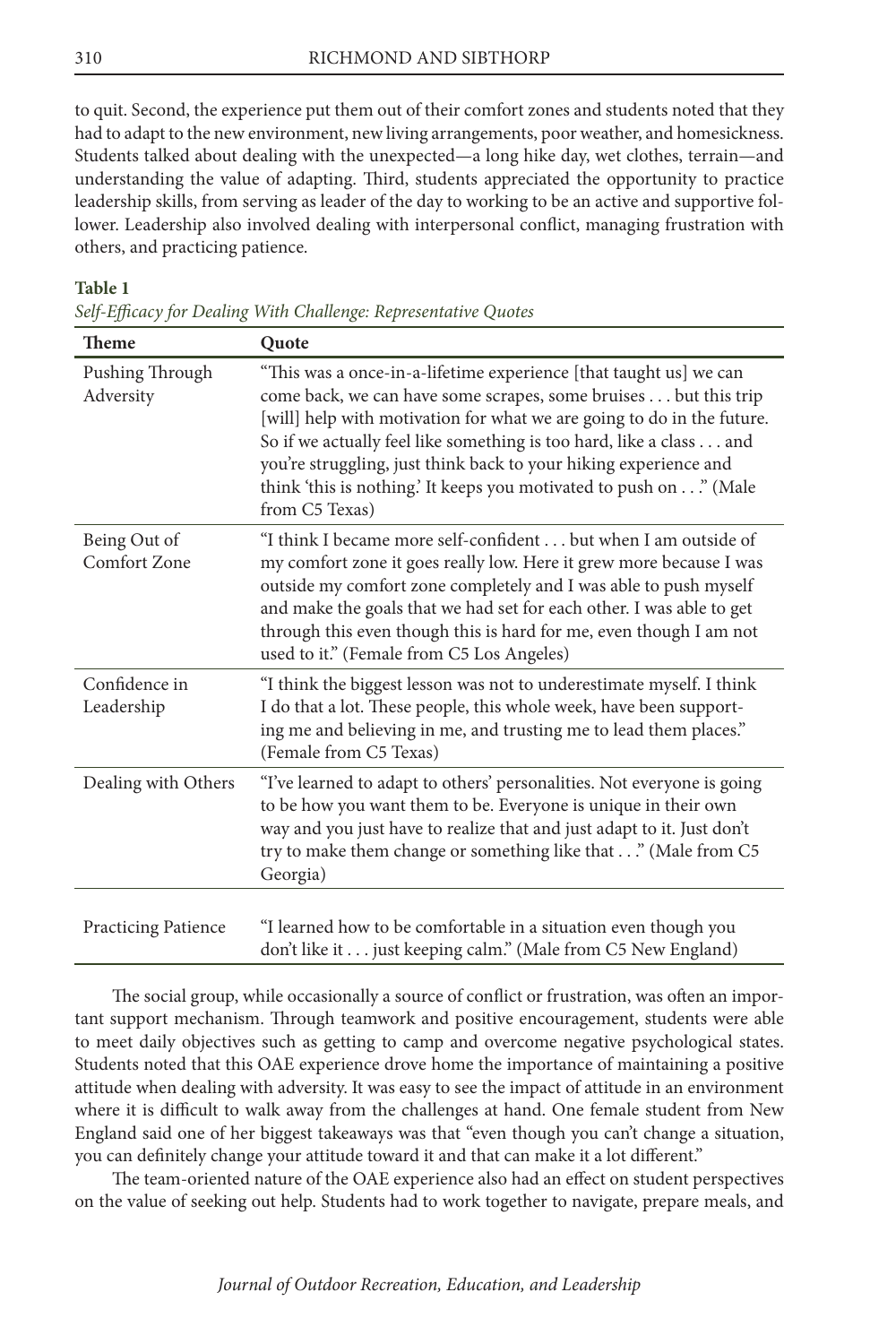to quit. Second, the experience put them out of their comfort zones and students noted that they had to adapt to the new environment, new living arrangements, poor weather, and homesickness. Students talked about dealing with the unexpected—a long hike day, wet clothes, terrain—and understanding the value of adapting. Third, students appreciated the opportunity to practice leadership skills, from serving as leader of the day to working to be an active and supportive follower. Leadership also involved dealing with interpersonal conflict, managing frustration with others, and practicing patience.

**Table 1**
*Self-Efficacy for Dealing With Challenge: Representative Quotes*

| Theme | Quote |
|---|---|
| Pushing Through Adversity | "This was a once-in-a-lifetime experience [that taught us] we can come back, we can have some scrapes, some bruises . . . but this trip [will] help with motivation for what we are going to do in the future. So if we actually feel like something is too hard, like a class . . . and you're struggling, just think back to your hiking experience and think 'this is nothing.' It keeps you motivated to push on . . ." (Male from C5 Texas) |
| Being Out of Comfort Zone | "I think I became more self-confident . . . but when I am outside of my comfort zone it goes really low. Here it grew more because I was outside my comfort zone completely and I was able to push myself and make the goals that we had set for each other. I was able to get through this even though this is hard for me, even though I am not used to it." (Female from C5 Los Angeles) |
| Confidence in Leadership | "I think the biggest lesson was not to underestimate myself. I think I do that a lot. These people, this whole week, have been supporting me and believing in me, and trusting me to lead them places." (Female from C5 Texas) |
| Dealing with Others | "I've learned to adapt to others' personalities. Not everyone is going to be how you want them to be. Everyone is unique in their own way and you just have to realize that and just adapt to it. Just don't try to make them change or something like that . . ." (Male from C5 Georgia) |
| Practicing Patience | "I learned how to be comfortable in a situation even though you don't like it . . . just keeping calm." (Male from C5 New England) |

The social group, while occasionally a source of conflict or frustration, was often an important support mechanism. Through teamwork and positive encouragement, students were able to meet daily objectives such as getting to camp and overcome negative psychological states. Students noted that this OAE experience drove home the importance of maintaining a positive attitude when dealing with adversity. It was easy to see the impact of attitude in an environment where it is difficult to walk away from the challenges at hand. One female student from New England said one of her biggest takeaways was that "even though you can't change a situation, you can definitely change your attitude toward it and that can make it a lot different."

The team-oriented nature of the OAE experience also had an effect on student perspectives on the value of seeking out help. Students had to work together to navigate, prepare meals, and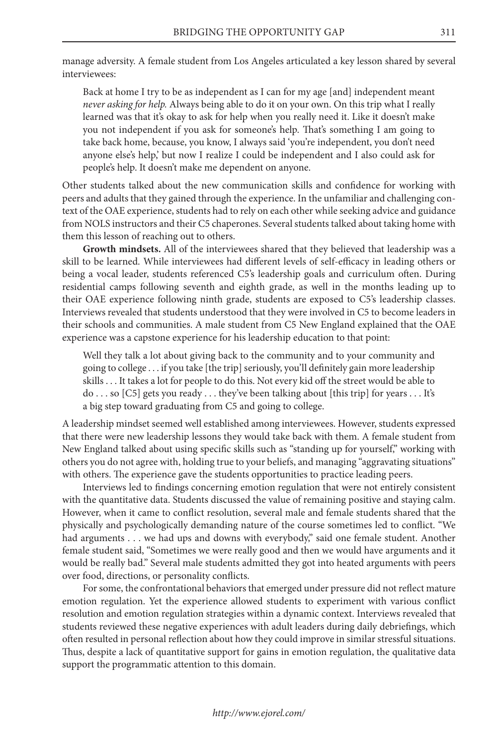manage adversity. A female student from Los Angeles articulated a key lesson shared by several interviewees:

> Back at home I try to be as independent as I can for my age [and] independent meant *never asking for help.* Always being able to do it on your own. On this trip what I really learned was that it's okay to ask for help when you really need it. Like it doesn't make you not independent if you ask for someone's help. That's something I am going to take back home, because, you know, I always said 'you're independent, you don't need anyone else's help,' but now I realize I could be independent and I also could ask for people's help. It doesn't make me dependent on anyone.

Other students talked about the new communication skills and confidence for working with peers and adults that they gained through the experience. In the unfamiliar and challenging context of the OAE experience, students had to rely on each other while seeking advice and guidance from NOLS instructors and their C5 chaperones. Several students talked about taking home with them this lesson of reaching out to others.

**Growth mindsets.** All of the interviewees shared that they believed that leadership was a skill to be learned. While interviewees had different levels of self-efficacy in leading others or being a vocal leader, students referenced C5's leadership goals and curriculum often. During residential camps following seventh and eighth grade, as well in the months leading up to their OAE experience following ninth grade, students are exposed to C5's leadership classes. Interviews revealed that students understood that they were involved in C5 to become leaders in their schools and communities. A male student from C5 New England explained that the OAE experience was a capstone experience for his leadership education to that point:

> Well they talk a lot about giving back to the community and to your community and going to college . . . if you take [the trip] seriously, you'll definitely gain more leadership skills . . . It takes a lot for people to do this. Not every kid off the street would be able to do . . . so [C5] gets you ready . . . they've been talking about [this trip] for years . . . It's a big step toward graduating from C5 and going to college.

A leadership mindset seemed well established among interviewees. However, students expressed that there were new leadership lessons they would take back with them. A female student from New England talked about using specific skills such as "standing up for yourself," working with others you do not agree with, holding true to your beliefs, and managing "aggravating situations" with others. The experience gave the students opportunities to practice leading peers.

Interviews led to findings concerning emotion regulation that were not entirely consistent with the quantitative data. Students discussed the value of remaining positive and staying calm. However, when it came to conflict resolution, several male and female students shared that the physically and psychologically demanding nature of the course sometimes led to conflict. "We had arguments . . . we had ups and downs with everybody," said one female student. Another female student said, "Sometimes we were really good and then we would have arguments and it would be really bad." Several male students admitted they got into heated arguments with peers over food, directions, or personality conflicts.

For some, the confrontational behaviors that emerged under pressure did not reflect mature emotion regulation. Yet the experience allowed students to experiment with various conflict resolution and emotion regulation strategies within a dynamic context. Interviews revealed that students reviewed these negative experiences with adult leaders during daily debriefings, which often resulted in personal reflection about how they could improve in similar stressful situations. Thus, despite a lack of quantitative support for gains in emotion regulation, the qualitative data support the programmatic attention to this domain.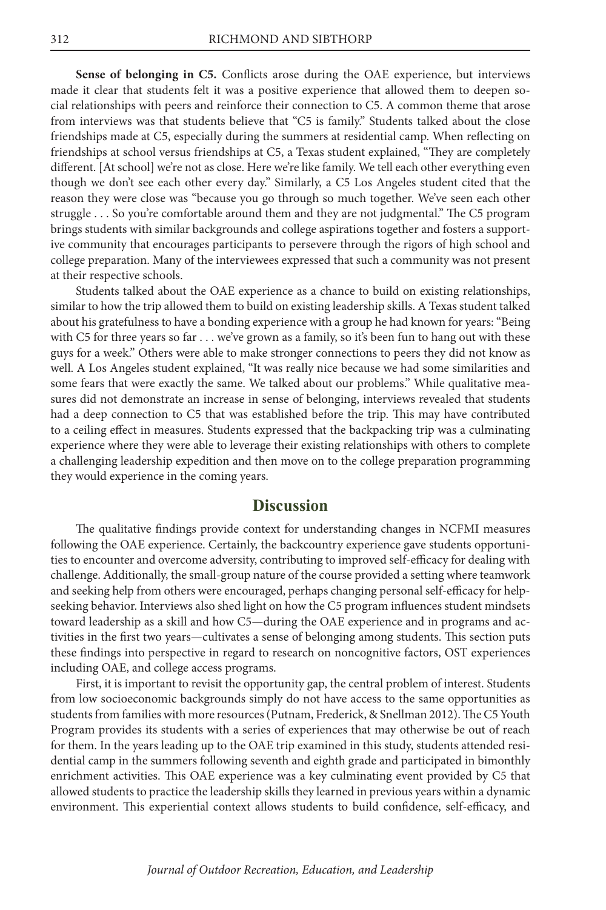**Sense of belonging in C5.** Conflicts arose during the OAE experience, but interviews made it clear that students felt it was a positive experience that allowed them to deepen social relationships with peers and reinforce their connection to C5. A common theme that arose from interviews was that students believe that "C5 is family." Students talked about the close friendships made at C5, especially during the summers at residential camp. When reflecting on friendships at school versus friendships at C5, a Texas student explained, "They are completely different. [At school] we're not as close. Here we're like family. We tell each other everything even though we don't see each other every day." Similarly, a C5 Los Angeles student cited that the reason they were close was "because you go through so much together. We've seen each other struggle . . . So you're comfortable around them and they are not judgmental." The C5 program brings students with similar backgrounds and college aspirations together and fosters a supportive community that encourages participants to persevere through the rigors of high school and college preparation. Many of the interviewees expressed that such a community was not present at their respective schools.

Students talked about the OAE experience as a chance to build on existing relationships, similar to how the trip allowed them to build on existing leadership skills. A Texas student talked about his gratefulness to have a bonding experience with a group he had known for years: "Being with C5 for three years so far . . . we've grown as a family, so it's been fun to hang out with these guys for a week." Others were able to make stronger connections to peers they did not know as well. A Los Angeles student explained, "It was really nice because we had some similarities and some fears that were exactly the same. We talked about our problems." While qualitative measures did not demonstrate an increase in sense of belonging, interviews revealed that students had a deep connection to C5 that was established before the trip. This may have contributed to a ceiling effect in measures. Students expressed that the backpacking trip was a culminating experience where they were able to leverage their existing relationships with others to complete a challenging leadership expedition and then move on to the college preparation programming they would experience in the coming years.

## Discussion

The qualitative findings provide context for understanding changes in NCFMI measures following the OAE experience. Certainly, the backcountry experience gave students opportunities to encounter and overcome adversity, contributing to improved self-efficacy for dealing with challenge. Additionally, the small-group nature of the course provided a setting where teamwork and seeking help from others were encouraged, perhaps changing personal self-efficacy for help-seeking behavior. Interviews also shed light on how the C5 program influences student mindsets toward leadership as a skill and how C5—during the OAE experience and in programs and activities in the first two years—cultivates a sense of belonging among students. This section puts these findings into perspective in regard to research on noncognitive factors, OST experiences including OAE, and college access programs.

First, it is important to revisit the opportunity gap, the central problem of interest. Students from low socioeconomic backgrounds simply do not have access to the same opportunities as students from families with more resources (Putnam, Frederick, & Snellman 2012). The C5 Youth Program provides its students with a series of experiences that may otherwise be out of reach for them. In the years leading up to the OAE trip examined in this study, students attended residential camp in the summers following seventh and eighth grade and participated in bimonthly enrichment activities. This OAE experience was a key culminating event provided by C5 that allowed students to practice the leadership skills they learned in previous years within a dynamic environment. This experiential context allows students to build confidence, self-efficacy, and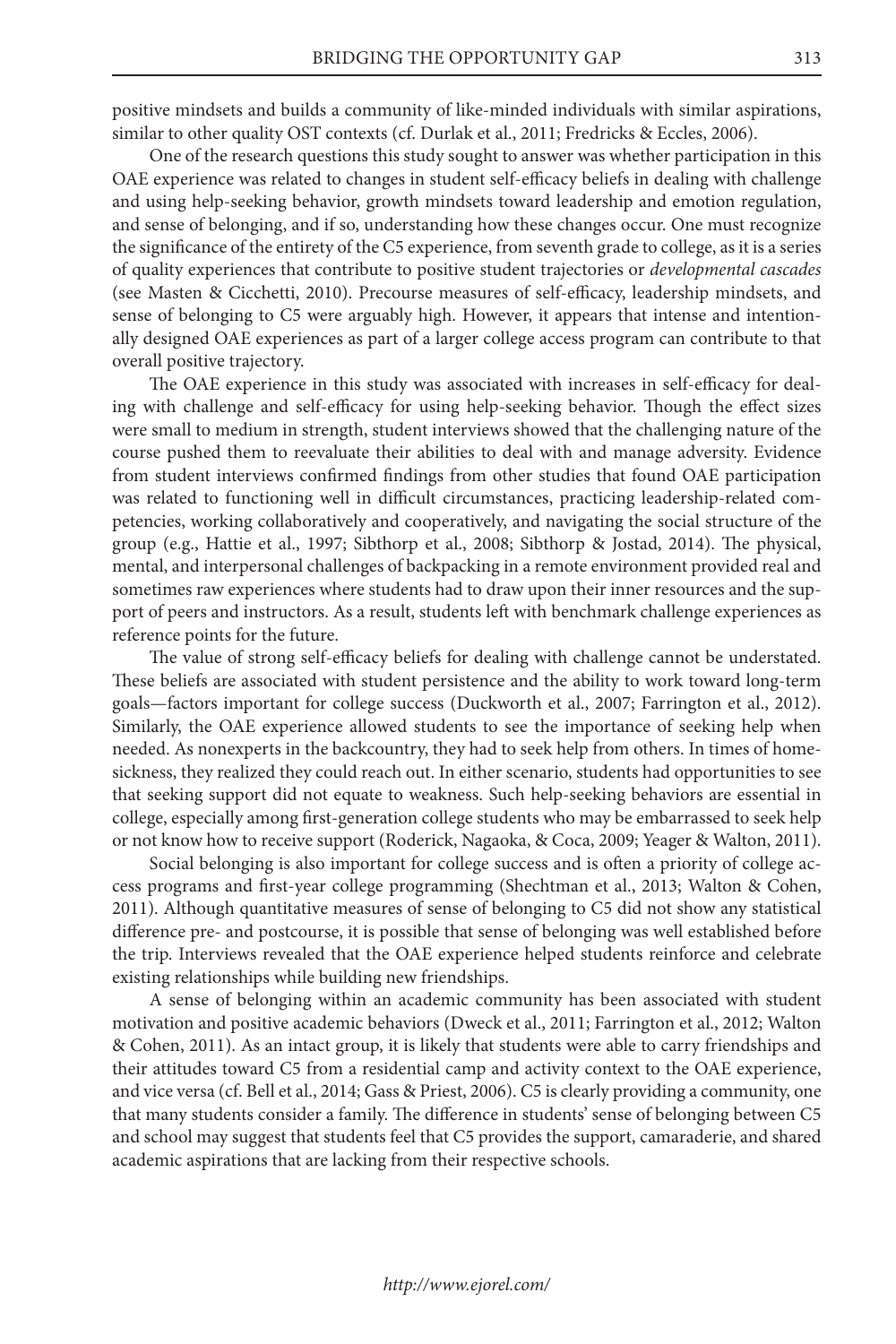positive mindsets and builds a community of like-minded individuals with similar aspirations, similar to other quality OST contexts (cf. Durlak et al., 2011; Fredricks & Eccles, 2006).

One of the research questions this study sought to answer was whether participation in this OAE experience was related to changes in student self-efficacy beliefs in dealing with challenge and using help-seeking behavior, growth mindsets toward leadership and emotion regulation, and sense of belonging, and if so, understanding how these changes occur. One must recognize the significance of the entirety of the C5 experience, from seventh grade to college, as it is a series of quality experiences that contribute to positive student trajectories or *developmental cascades* (see Masten & Cicchetti, 2010). Precourse measures of self-efficacy, leadership mindsets, and sense of belonging to C5 were arguably high. However, it appears that intense and intentionally designed OAE experiences as part of a larger college access program can contribute to that overall positive trajectory.

The OAE experience in this study was associated with increases in self-efficacy for dealing with challenge and self-efficacy for using help-seeking behavior. Though the effect sizes were small to medium in strength, student interviews showed that the challenging nature of the course pushed them to reevaluate their abilities to deal with and manage adversity. Evidence from student interviews confirmed findings from other studies that found OAE participation was related to functioning well in difficult circumstances, practicing leadership-related competencies, working collaboratively and cooperatively, and navigating the social structure of the group (e.g., Hattie et al., 1997; Sibthorp et al., 2008; Sibthorp & Jostad, 2014). The physical, mental, and interpersonal challenges of backpacking in a remote environment provided real and sometimes raw experiences where students had to draw upon their inner resources and the support of peers and instructors. As a result, students left with benchmark challenge experiences as reference points for the future.

The value of strong self-efficacy beliefs for dealing with challenge cannot be understated. These beliefs are associated with student persistence and the ability to work toward long-term goals—factors important for college success (Duckworth et al., 2007; Farrington et al., 2012). Similarly, the OAE experience allowed students to see the importance of seeking help when needed. As nonexperts in the backcountry, they had to seek help from others. In times of homesickness, they realized they could reach out. In either scenario, students had opportunities to see that seeking support did not equate to weakness. Such help-seeking behaviors are essential in college, especially among first-generation college students who may be embarrassed to seek help or not know how to receive support (Roderick, Nagaoka, & Coca, 2009; Yeager & Walton, 2011).

Social belonging is also important for college success and is often a priority of college access programs and first-year college programming (Shechtman et al., 2013; Walton & Cohen, 2011). Although quantitative measures of sense of belonging to C5 did not show any statistical difference pre- and postcourse, it is possible that sense of belonging was well established before the trip. Interviews revealed that the OAE experience helped students reinforce and celebrate existing relationships while building new friendships.

A sense of belonging within an academic community has been associated with student motivation and positive academic behaviors (Dweck et al., 2011; Farrington et al., 2012; Walton & Cohen, 2011). As an intact group, it is likely that students were able to carry friendships and their attitudes toward C5 from a residential camp and activity context to the OAE experience, and vice versa (cf. Bell et al., 2014; Gass & Priest, 2006). C5 is clearly providing a community, one that many students consider a family. The difference in students' sense of belonging between C5 and school may suggest that students feel that C5 provides the support, camaraderie, and shared academic aspirations that are lacking from their respective schools.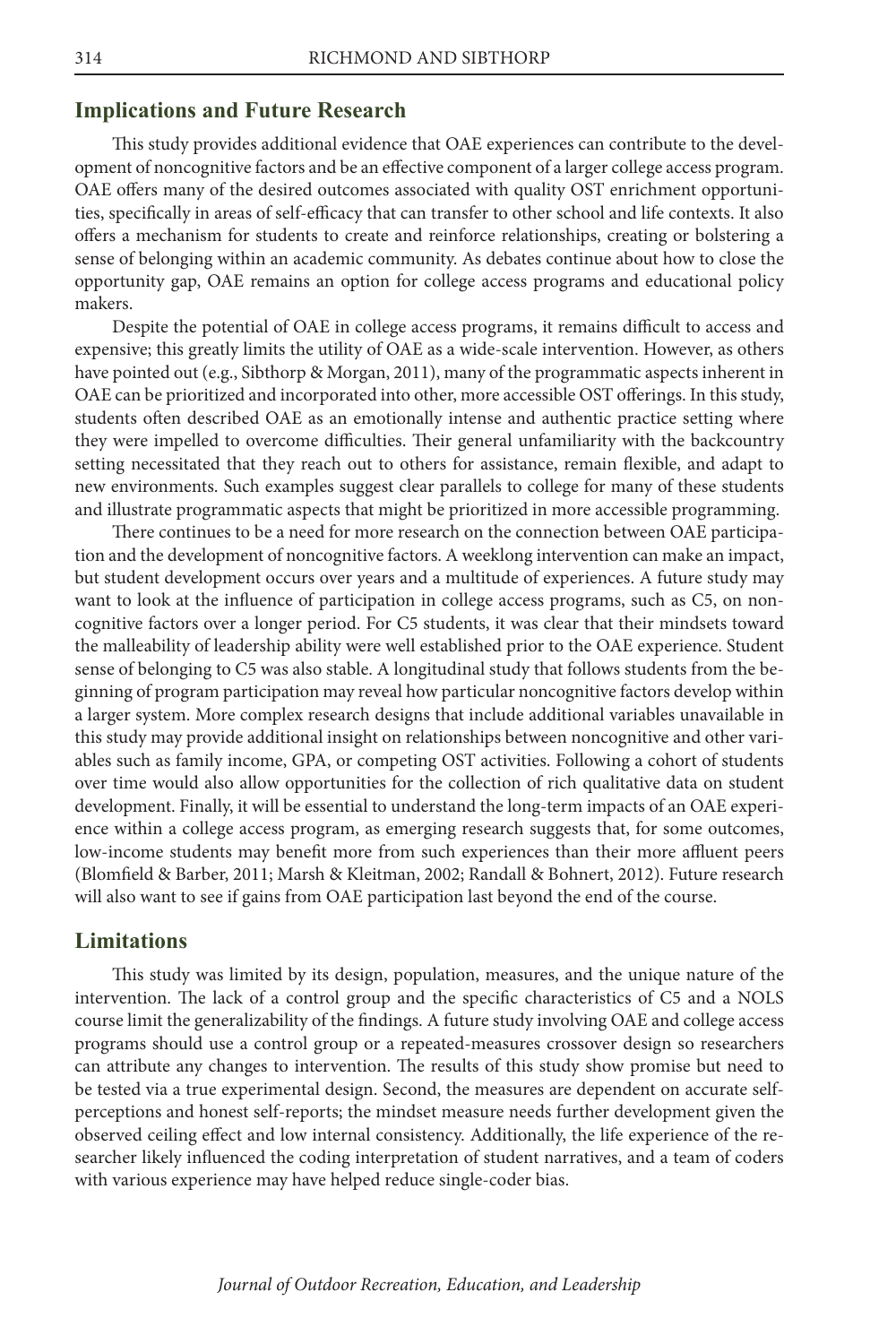## Implications and Future Research

This study provides additional evidence that OAE experiences can contribute to the development of noncognitive factors and be an effective component of a larger college access program. OAE offers many of the desired outcomes associated with quality OST enrichment opportunities, specifically in areas of self-efficacy that can transfer to other school and life contexts. It also offers a mechanism for students to create and reinforce relationships, creating or bolstering a sense of belonging within an academic community. As debates continue about how to close the opportunity gap, OAE remains an option for college access programs and educational policy makers.

Despite the potential of OAE in college access programs, it remains difficult to access and expensive; this greatly limits the utility of OAE as a wide-scale intervention. However, as others have pointed out (e.g., Sibthorp & Morgan, 2011), many of the programmatic aspects inherent in OAE can be prioritized and incorporated into other, more accessible OST offerings. In this study, students often described OAE as an emotionally intense and authentic practice setting where they were impelled to overcome difficulties. Their general unfamiliarity with the backcountry setting necessitated that they reach out to others for assistance, remain flexible, and adapt to new environments. Such examples suggest clear parallels to college for many of these students and illustrate programmatic aspects that might be prioritized in more accessible programming.

There continues to be a need for more research on the connection between OAE participation and the development of noncognitive factors. A weeklong intervention can make an impact, but student development occurs over years and a multitude of experiences. A future study may want to look at the influence of participation in college access programs, such as C5, on noncognitive factors over a longer period. For C5 students, it was clear that their mindsets toward the malleability of leadership ability were well established prior to the OAE experience. Student sense of belonging to C5 was also stable. A longitudinal study that follows students from the beginning of program participation may reveal how particular noncognitive factors develop within a larger system. More complex research designs that include additional variables unavailable in this study may provide additional insight on relationships between noncognitive and other variables such as family income, GPA, or competing OST activities. Following a cohort of students over time would also allow opportunities for the collection of rich qualitative data on student development. Finally, it will be essential to understand the long-term impacts of an OAE experience within a college access program, as emerging research suggests that, for some outcomes, low-income students may benefit more from such experiences than their more affluent peers (Blomfield & Barber, 2011; Marsh & Kleitman, 2002; Randall & Bohnert, 2012). Future research will also want to see if gains from OAE participation last beyond the end of the course.

## Limitations

This study was limited by its design, population, measures, and the unique nature of the intervention. The lack of a control group and the specific characteristics of C5 and a NOLS course limit the generalizability of the findings. A future study involving OAE and college access programs should use a control group or a repeated-measures crossover design so researchers can attribute any changes to intervention. The results of this study show promise but need to be tested via a true experimental design. Second, the measures are dependent on accurate self-perceptions and honest self-reports; the mindset measure needs further development given the observed ceiling effect and low internal consistency. Additionally, the life experience of the researcher likely influenced the coding interpretation of student narratives, and a team of coders with various experience may have helped reduce single-coder bias.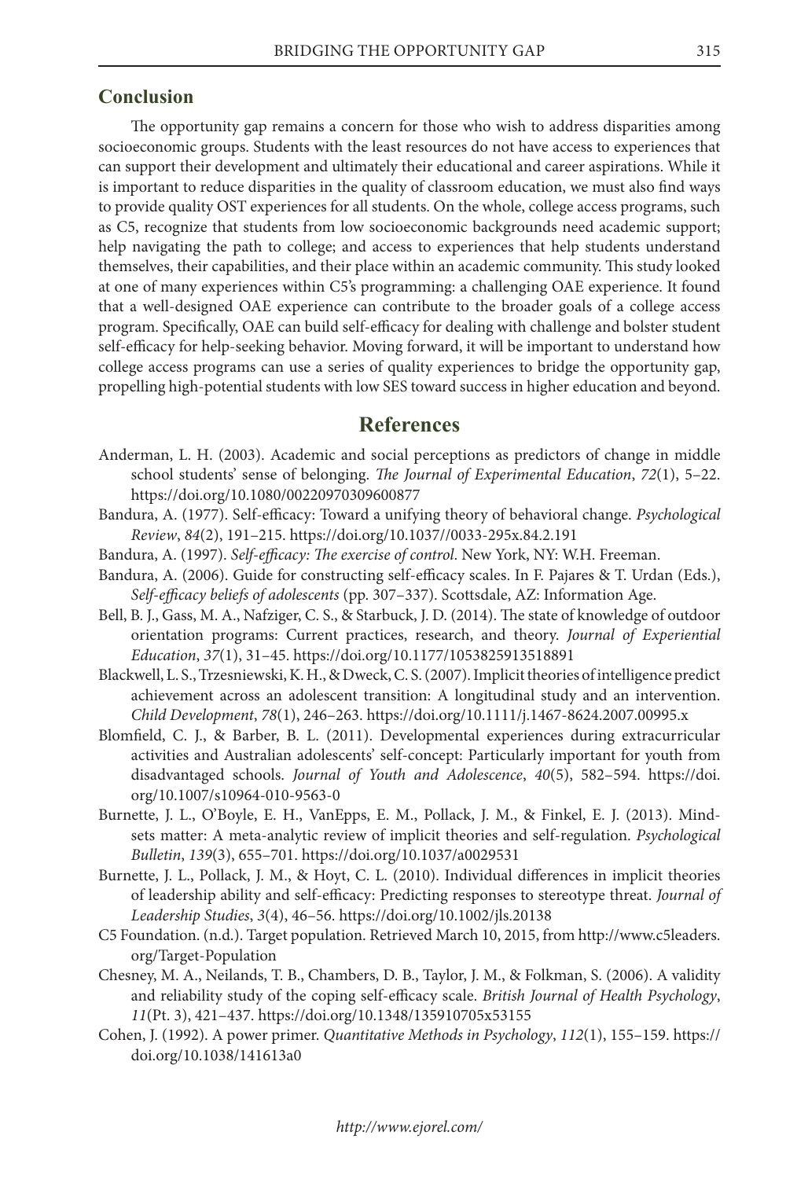## Conclusion

The opportunity gap remains a concern for those who wish to address disparities among socioeconomic groups. Students with the least resources do not have access to experiences that can support their development and ultimately their educational and career aspirations. While it is important to reduce disparities in the quality of classroom education, we must also find ways to provide quality OST experiences for all students. On the whole, college access programs, such as C5, recognize that students from low socioeconomic backgrounds need academic support; help navigating the path to college; and access to experiences that help students understand themselves, their capabilities, and their place within an academic community. This study looked at one of many experiences within C5's programming: a challenging OAE experience. It found that a well-designed OAE experience can contribute to the broader goals of a college access program. Specifically, OAE can build self-efficacy for dealing with challenge and bolster student self-efficacy for help-seeking behavior. Moving forward, it will be important to understand how college access programs can use a series of quality experiences to bridge the opportunity gap, propelling high-potential students with low SES toward success in higher education and beyond.

## References

Anderman, L. H. (2003). Academic and social perceptions as predictors of change in middle school students' sense of belonging. *The Journal of Experimental Education*, *72*(1), 5–22. https://doi.org/10.1080/00220970309600877

Bandura, A. (1977). Self-efficacy: Toward a unifying theory of behavioral change. *Psychological Review*, *84*(2), 191–215. https://doi.org/10.1037//0033-295x.84.2.191

Bandura, A. (1997). *Self-efficacy: The exercise of control*. New York, NY: W.H. Freeman.

Bandura, A. (2006). Guide for constructing self-efficacy scales. In F. Pajares & T. Urdan (Eds.), *Self-efficacy beliefs of adolescents* (pp. 307–337). Scottsdale, AZ: Information Age.

Bell, B. J., Gass, M. A., Nafziger, C. S., & Starbuck, J. D. (2014). The state of knowledge of outdoor orientation programs: Current practices, research, and theory. *Journal of Experiential Education*, *37*(1), 31–45. https://doi.org/10.1177/1053825913518891

Blackwell, L. S., Trzesniewski, K. H., & Dweck, C. S. (2007). Implicit theories of intelligence predict achievement across an adolescent transition: A longitudinal study and an intervention. *Child Development*, *78*(1), 246–263. https://doi.org/10.1111/j.1467-8624.2007.00995.x

Blomfield, C. J., & Barber, B. L. (2011). Developmental experiences during extracurricular activities and Australian adolescents' self-concept: Particularly important for youth from disadvantaged schools. *Journal of Youth and Adolescence*, *40*(5), 582–594. https://doi.org/10.1007/s10964-010-9563-0

Burnette, J. L., O'Boyle, E. H., VanEpps, E. M., Pollack, J. M., & Finkel, E. J. (2013). Mind-sets matter: A meta-analytic review of implicit theories and self-regulation. *Psychological Bulletin*, *139*(3), 655–701. https://doi.org/10.1037/a0029531

Burnette, J. L., Pollack, J. M., & Hoyt, C. L. (2010). Individual differences in implicit theories of leadership ability and self-efficacy: Predicting responses to stereotype threat. *Journal of Leadership Studies*, *3*(4), 46–56. https://doi.org/10.1002/jls.20138

C5 Foundation. (n.d.). Target population. Retrieved March 10, 2015, from http://www.c5leaders.org/Target-Population

Chesney, M. A., Neilands, T. B., Chambers, D. B., Taylor, J. M., & Folkman, S. (2006). A validity and reliability study of the coping self-efficacy scale. *British Journal of Health Psychology*, *11*(Pt. 3), 421–437. https://doi.org/10.1348/135910705x53155

Cohen, J. (1992). A power primer. *Quantitative Methods in Psychology*, *112*(1), 155–159. https://doi.org/10.1038/141613a0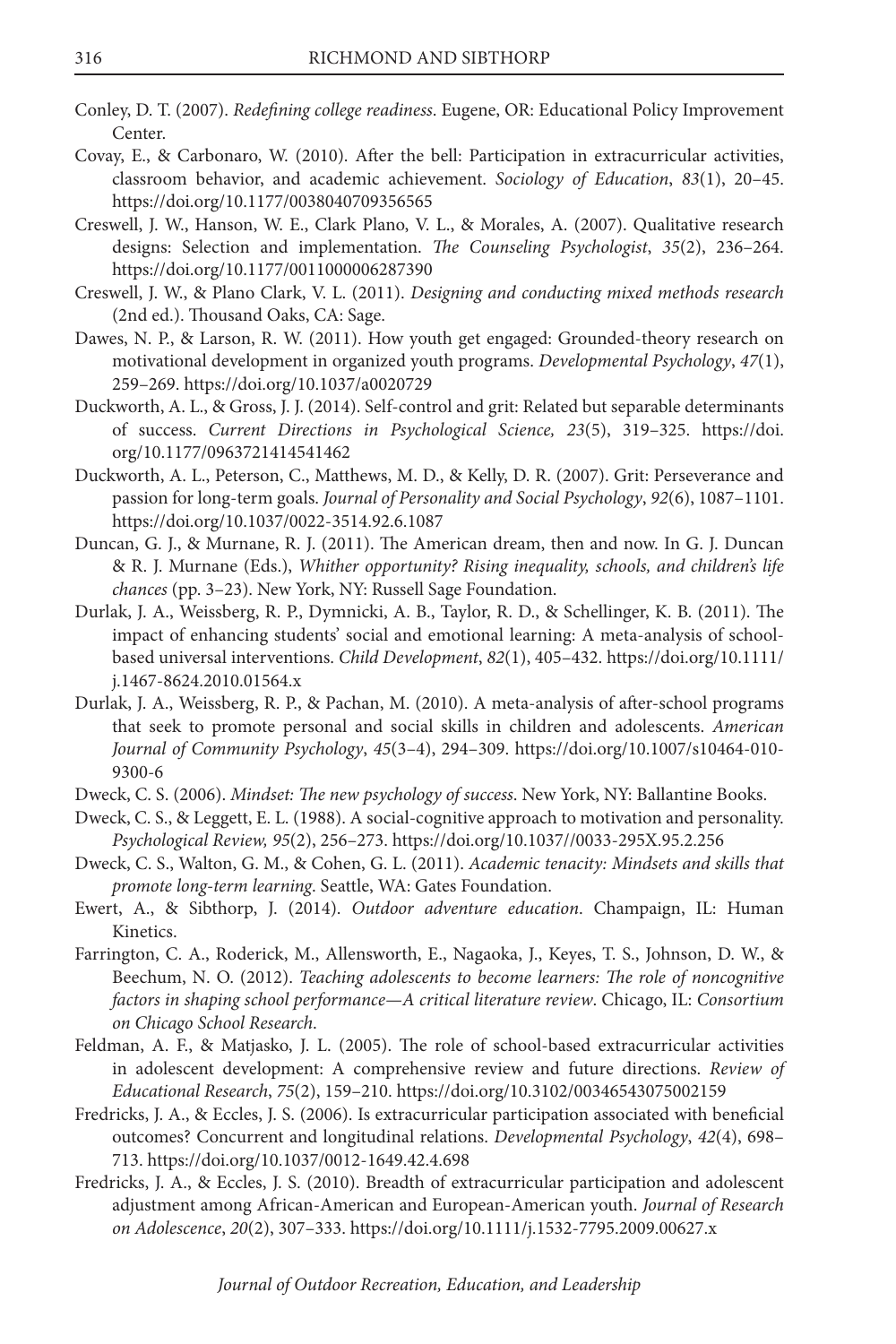Conley, D. T. (2007). *Redefining college readiness*. Eugene, OR: Educational Policy Improvement Center.

Covay, E., & Carbonaro, W. (2010). After the bell: Participation in extracurricular activities, classroom behavior, and academic achievement. *Sociology of Education*, *83*(1), 20–45. https://doi.org/10.1177/0038040709356565

Creswell, J. W., Hanson, W. E., Clark Plano, V. L., & Morales, A. (2007). Qualitative research designs: Selection and implementation. *The Counseling Psychologist*, *35*(2), 236–264. https://doi.org/10.1177/0011000006287390

Creswell, J. W., & Plano Clark, V. L. (2011). *Designing and conducting mixed methods research* (2nd ed.). Thousand Oaks, CA: Sage.

Dawes, N. P., & Larson, R. W. (2011). How youth get engaged: Grounded-theory research on motivational development in organized youth programs. *Developmental Psychology*, *47*(1), 259–269. https://doi.org/10.1037/a0020729

Duckworth, A. L., & Gross, J. J. (2014). Self-control and grit: Related but separable determinants of success. *Current Directions in Psychological Science, 23*(5), 319–325. https://doi.org/10.1177/0963721414541462

Duckworth, A. L., Peterson, C., Matthews, M. D., & Kelly, D. R. (2007). Grit: Perseverance and passion for long-term goals. *Journal of Personality and Social Psychology*, *92*(6), 1087–1101. https://doi.org/10.1037/0022-3514.92.6.1087

Duncan, G. J., & Murnane, R. J. (2011). The American dream, then and now. In G. J. Duncan & R. J. Murnane (Eds.), *Whither opportunity? Rising inequality, schools, and children's life chances* (pp. 3–23). New York, NY: Russell Sage Foundation.

Durlak, J. A., Weissberg, R. P., Dymnicki, A. B., Taylor, R. D., & Schellinger, K. B. (2011). The impact of enhancing students' social and emotional learning: A meta-analysis of school-based universal interventions. *Child Development*, *82*(1), 405–432. https://doi.org/10.1111/j.1467-8624.2010.01564.x

Durlak, J. A., Weissberg, R. P., & Pachan, M. (2010). A meta-analysis of after-school programs that seek to promote personal and social skills in children and adolescents. *American Journal of Community Psychology*, *45*(3–4), 294–309. https://doi.org/10.1007/s10464-010-9300-6

Dweck, C. S. (2006). *Mindset: The new psychology of success*. New York, NY: Ballantine Books.

Dweck, C. S., & Leggett, E. L. (1988). A social-cognitive approach to motivation and personality. *Psychological Review, 95*(2), 256–273. https://doi.org/10.1037//0033-295X.95.2.256

Dweck, C. S., Walton, G. M., & Cohen, G. L. (2011). *Academic tenacity: Mindsets and skills that promote long-term learning*. Seattle, WA: Gates Foundation.

Ewert, A., & Sibthorp, J. (2014). *Outdoor adventure education*. Champaign, IL: Human Kinetics.

Farrington, C. A., Roderick, M., Allensworth, E., Nagaoka, J., Keyes, T. S., Johnson, D. W., & Beechum, N. O. (2012). *Teaching adolescents to become learners: The role of noncognitive factors in shaping school performance—A critical literature review*. Chicago, IL: *Consortium on Chicago School Research*.

Feldman, A. F., & Matjasko, J. L. (2005). The role of school-based extracurricular activities in adolescent development: A comprehensive review and future directions. *Review of Educational Research*, *75*(2), 159–210. https://doi.org/10.3102/00346543075002159

Fredricks, J. A., & Eccles, J. S. (2006). Is extracurricular participation associated with beneficial outcomes? Concurrent and longitudinal relations. *Developmental Psychology*, *42*(4), 698–713. https://doi.org/10.1037/0012-1649.42.4.698

Fredricks, J. A., & Eccles, J. S. (2010). Breadth of extracurricular participation and adolescent adjustment among African-American and European-American youth. *Journal of Research on Adolescence*, *20*(2), 307–333. https://doi.org/10.1111/j.1532-7795.2009.00627.x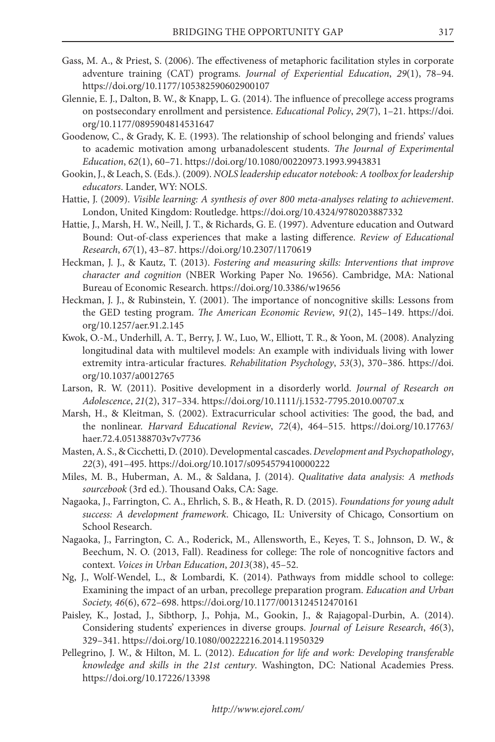Gass, M. A., & Priest, S. (2006). The effectiveness of metaphoric facilitation styles in corporate adventure training (CAT) programs. *Journal of Experiential Education*, *29*(1), 78–94. https://doi.org/10.1177/105382590602900107

Glennie, E. J., Dalton, B. W., & Knapp, L. G. (2014). The influence of precollege access programs on postsecondary enrollment and persistence. *Educational Policy*, *29*(7), 1–21. https://doi.org/10.1177/0895904814531647

Goodenow, C., & Grady, K. E. (1993). The relationship of school belonging and friends' values to academic motivation among urbanadolescent students. *The Journal of Experimental Education*, *62*(1), 60–71. https://doi.org/10.1080/00220973.1993.9943831

Gookin, J., & Leach, S. (Eds.). (2009). *NOLS leadership educator notebook: A toolbox for leadership educators*. Lander, WY: NOLS.

Hattie, J. (2009). *Visible learning: A synthesis of over 800 meta-analyses relating to achievement*. London, United Kingdom: Routledge. https://doi.org/10.4324/9780203887332

Hattie, J., Marsh, H. W., Neill, J. T., & Richards, G. E. (1997). Adventure education and Outward Bound: Out-of-class experiences that make a lasting difference. *Review of Educational Research*, *67*(1), 43–87. https://doi.org/10.2307/1170619

Heckman, J. J., & Kautz, T. (2013). *Fostering and measuring skills: Interventions that improve character and cognition* (NBER Working Paper No. 19656). Cambridge, MA: National Bureau of Economic Research. https://doi.org/10.3386/w19656

Heckman, J. J., & Rubinstein, Y. (2001). The importance of noncognitive skills: Lessons from the GED testing program. *The American Economic Review*, *91*(2), 145–149. https://doi.org/10.1257/aer.91.2.145

Kwok, O.-M., Underhill, A. T., Berry, J. W., Luo, W., Elliott, T. R., & Yoon, M. (2008). Analyzing longitudinal data with multilevel models: An example with individuals living with lower extremity intra-articular fractures. *Rehabilitation Psychology*, *53*(3), 370–386. https://doi.org/10.1037/a0012765

Larson, R. W. (2011). Positive development in a disorderly world. *Journal of Research on Adolescence*, *21*(2), 317–334. https://doi.org/10.1111/j.1532-7795.2010.00707.x

Marsh, H., & Kleitman, S. (2002). Extracurricular school activities: The good, the bad, and the nonlinear. *Harvard Educational Review*, *72*(4), 464–515. https://doi.org/10.17763/haer.72.4.051388703v7v7736

Masten, A. S., & Cicchetti, D. (2010). Developmental cascades. *Development and Psychopathology*, *22*(3), 491–495. https://doi.org/10.1017/s0954579410000222

Miles, M. B., Huberman, A. M., & Saldana, J. (2014). *Qualitative data analysis: A methods sourcebook* (3rd ed.). Thousand Oaks, CA: Sage.

Nagaoka, J., Farrington, C. A., Ehrlich, S. B., & Heath, R. D. (2015). *Foundations for young adult success: A development framework*. Chicago, IL: University of Chicago, Consortium on School Research.

Nagaoka, J., Farrington, C. A., Roderick, M., Allensworth, E., Keyes, T. S., Johnson, D. W., & Beechum, N. O. (2013, Fall). Readiness for college: The role of noncognitive factors and context. *Voices in Urban Education*, *2013*(38), 45–52.

Ng, J., Wolf-Wendel, L., & Lombardi, K. (2014). Pathways from middle school to college: Examining the impact of an urban, precollege preparation program. *Education and Urban Society, 46*(6), 672–698. https://doi.org/10.1177/0013124512470161

Paisley, K., Jostad, J., Sibthorp, J., Pohja, M., Gookin, J., & Rajagopal-Durbin, A. (2014). Considering students' experiences in diverse groups. *Journal of Leisure Research*, *46*(3), 329–341. https://doi.org/10.1080/00222216.2014.11950329

Pellegrino, J. W., & Hilton, M. L. (2012). *Education for life and work: Developing transferable knowledge and skills in the 21st century*. Washington, DC: National Academies Press. https://doi.org/10.17226/13398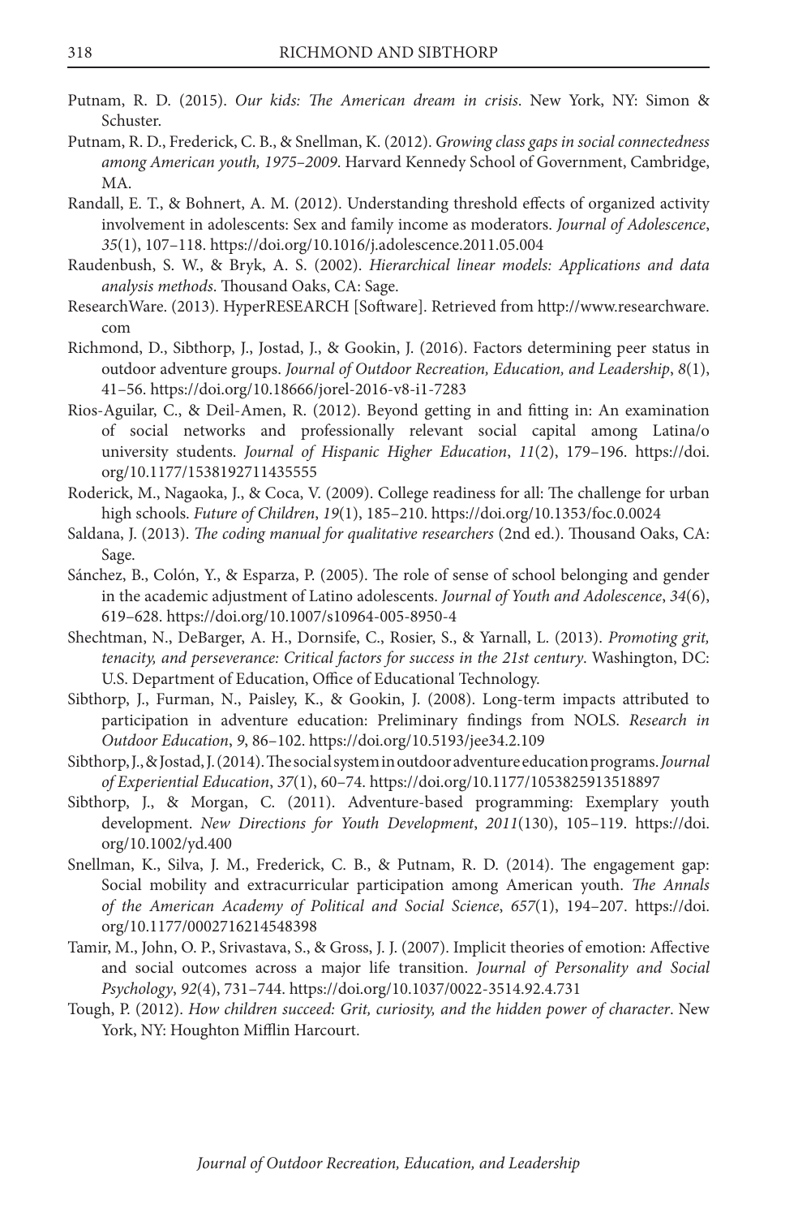Putnam, R. D. (2015). *Our kids: The American dream in crisis*. New York, NY: Simon & Schuster.

Putnam, R. D., Frederick, C. B., & Snellman, K. (2012). *Growing class gaps in social connectedness among American youth, 1975–2009*. Harvard Kennedy School of Government, Cambridge, MA.

Randall, E. T., & Bohnert, A. M. (2012). Understanding threshold effects of organized activity involvement in adolescents: Sex and family income as moderators. *Journal of Adolescence*, *35*(1), 107–118. https://doi.org/10.1016/j.adolescence.2011.05.004

Raudenbush, S. W., & Bryk, A. S. (2002). *Hierarchical linear models: Applications and data analysis methods*. Thousand Oaks, CA: Sage.

ResearchWare. (2013). HyperRESEARCH [Software]. Retrieved from http://www.researchware.com

Richmond, D., Sibthorp, J., Jostad, J., & Gookin, J. (2016). Factors determining peer status in outdoor adventure groups. *Journal of Outdoor Recreation, Education, and Leadership*, *8*(1), 41–56. https://doi.org/10.18666/jorel-2016-v8-i1-7283

Rios-Aguilar, C., & Deil-Amen, R. (2012). Beyond getting in and fitting in: An examination of social networks and professionally relevant social capital among Latina/o university students. *Journal of Hispanic Higher Education*, *11*(2), 179–196. https://doi.org/10.1177/1538192711435555

Roderick, M., Nagaoka, J., & Coca, V. (2009). College readiness for all: The challenge for urban high schools. *Future of Children*, *19*(1), 185–210. https://doi.org/10.1353/foc.0.0024

Saldana, J. (2013). *The coding manual for qualitative researchers* (2nd ed.). Thousand Oaks, CA: Sage.

Sánchez, B., Colón, Y., & Esparza, P. (2005). The role of sense of school belonging and gender in the academic adjustment of Latino adolescents. *Journal of Youth and Adolescence*, *34*(6), 619–628. https://doi.org/10.1007/s10964-005-8950-4

Shechtman, N., DeBarger, A. H., Dornsife, C., Rosier, S., & Yarnall, L. (2013). *Promoting grit, tenacity, and perseverance: Critical factors for success in the 21st century*. Washington, DC: U.S. Department of Education, Office of Educational Technology.

Sibthorp, J., Furman, N., Paisley, K., & Gookin, J. (2008). Long-term impacts attributed to participation in adventure education: Preliminary findings from NOLS. *Research in Outdoor Education*, *9*, 86–102. https://doi.org/10.5193/jee34.2.109

Sibthorp, J., & Jostad, J. (2014). The social system in outdoor adventure education programs. *Journal of Experiential Education*, *37*(1), 60–74. https://doi.org/10.1177/1053825913518897

Sibthorp, J., & Morgan, C. (2011). Adventure-based programming: Exemplary youth development. *New Directions for Youth Development*, *2011*(130), 105–119. https://doi.org/10.1002/yd.400

Snellman, K., Silva, J. M., Frederick, C. B., & Putnam, R. D. (2014). The engagement gap: Social mobility and extracurricular participation among American youth. *The Annals of the American Academy of Political and Social Science*, *657*(1), 194–207. https://doi.org/10.1177/0002716214548398

Tamir, M., John, O. P., Srivastava, S., & Gross, J. J. (2007). Implicit theories of emotion: Affective and social outcomes across a major life transition. *Journal of Personality and Social Psychology*, *92*(4), 731–744. https://doi.org/10.1037/0022-3514.92.4.731

Tough, P. (2012). *How children succeed: Grit, curiosity, and the hidden power of character*. New York, NY: Houghton Mifflin Harcourt.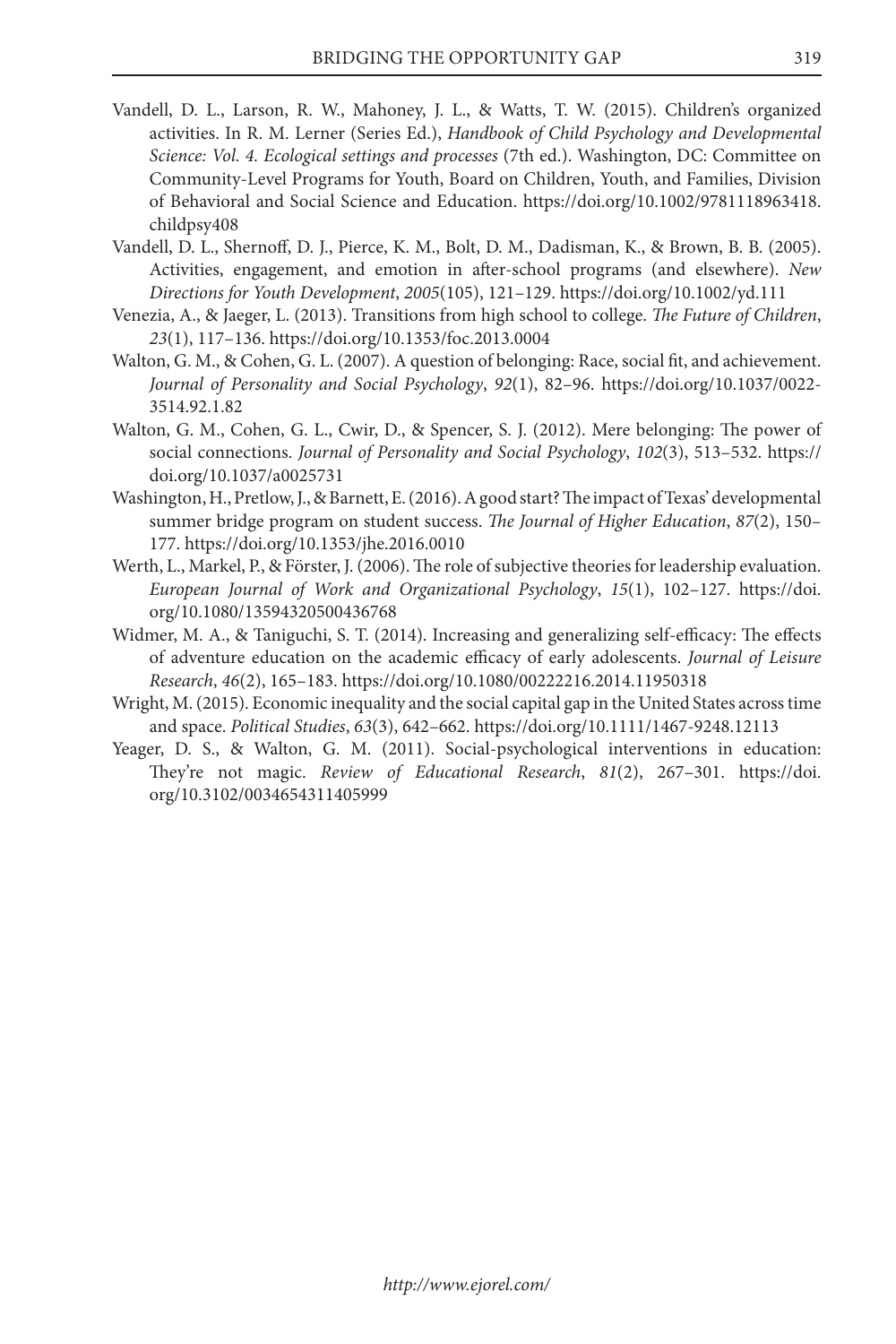Vandell, D. L., Larson, R. W., Mahoney, J. L., & Watts, T. W. (2015). Children's organized activities. In R. M. Lerner (Series Ed.), *Handbook of Child Psychology and Developmental Science: Vol. 4. Ecological settings and processes* (7th ed.). Washington, DC: Committee on Community-Level Programs for Youth, Board on Children, Youth, and Families, Division of Behavioral and Social Science and Education. https://doi.org/10.1002/9781118963418.childpsy408

Vandell, D. L., Shernoff, D. J., Pierce, K. M., Bolt, D. M., Dadisman, K., & Brown, B. B. (2005). Activities, engagement, and emotion in after-school programs (and elsewhere). *New Directions for Youth Development*, *2005*(105), 121–129. https://doi.org/10.1002/yd.111

Venezia, A., & Jaeger, L. (2013). Transitions from high school to college. *The Future of Children*, *23*(1), 117–136. https://doi.org/10.1353/foc.2013.0004

Walton, G. M., & Cohen, G. L. (2007). A question of belonging: Race, social fit, and achievement. *Journal of Personality and Social Psychology*, *92*(1), 82–96. https://doi.org/10.1037/0022-3514.92.1.82

Walton, G. M., Cohen, G. L., Cwir, D., & Spencer, S. J. (2012). Mere belonging: The power of social connections. *Journal of Personality and Social Psychology*, *102*(3), 513–532. https://doi.org/10.1037/a0025731

Washington, H., Pretlow, J., & Barnett, E. (2016). A good start? The impact of Texas' developmental summer bridge program on student success. *The Journal of Higher Education*, *87*(2), 150–177. https://doi.org/10.1353/jhe.2016.0010

Werth, L., Markel, P., & Förster, J. (2006). The role of subjective theories for leadership evaluation. *European Journal of Work and Organizational Psychology*, *15*(1), 102–127. https://doi.org/10.1080/13594320500436768

Widmer, M. A., & Taniguchi, S. T. (2014). Increasing and generalizing self-efficacy: The effects of adventure education on the academic efficacy of early adolescents. *Journal of Leisure Research*, *46*(2), 165–183. https://doi.org/10.1080/00222216.2014.11950318

Wright, M. (2015). Economic inequality and the social capital gap in the United States across time and space. *Political Studies*, *63*(3), 642–662. https://doi.org/10.1111/1467-9248.12113

Yeager, D. S., & Walton, G. M. (2011). Social-psychological interventions in education: They're not magic. *Review of Educational Research*, *81*(2), 267–301. https://doi.org/10.3102/0034654311405999